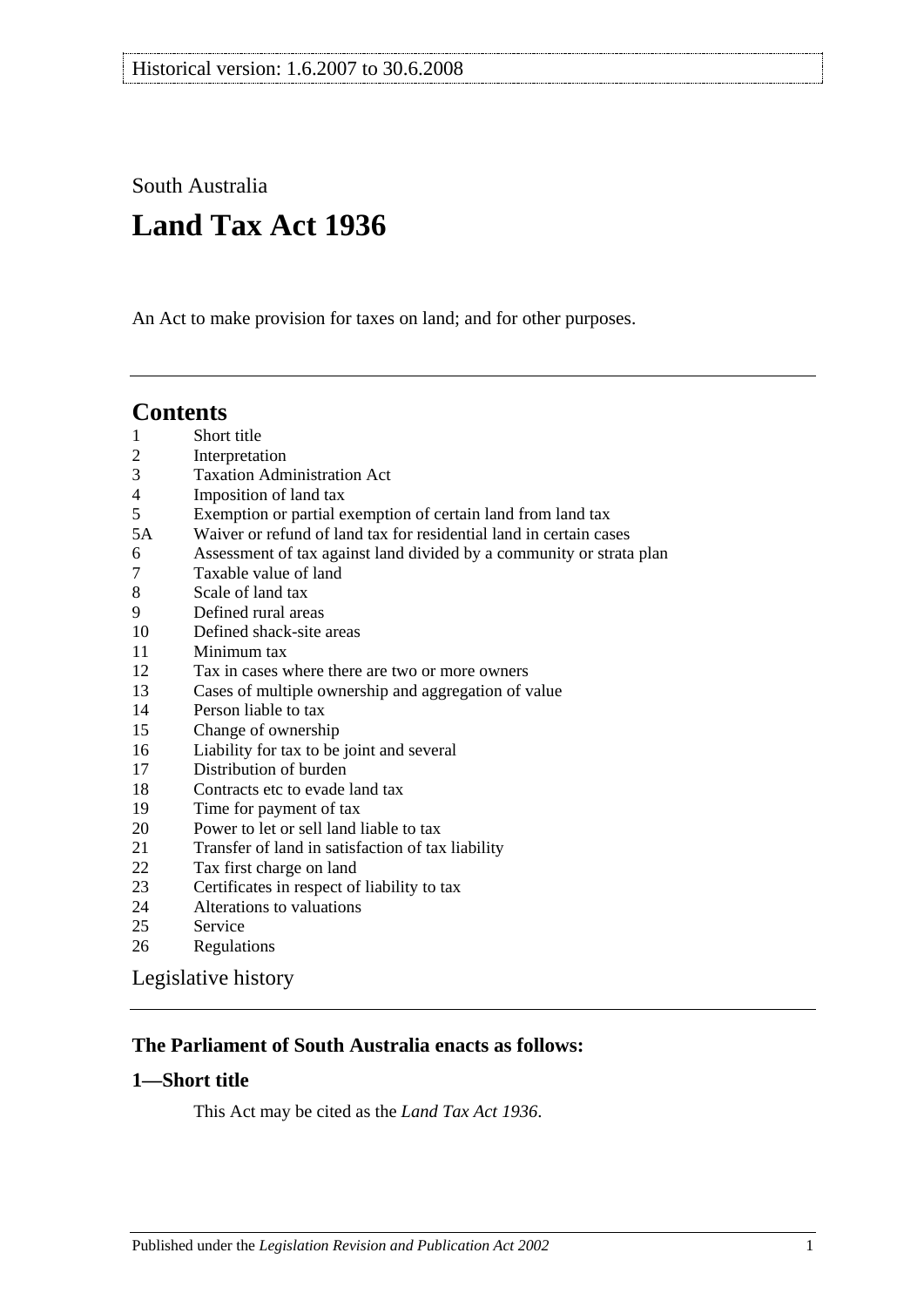Historical version: 1.6.2007 to 30.6.2008

South Australia

# Land Tax Act 1936

An Act to make provision for taxes on land; and for other purposes.

## Contents

1 Short title
2 Interpretation
3 Taxation Administration Act
4 Imposition of land tax
5 Exemption or partial exemption of certain land from land tax
5A Waiver or refund of land tax for residential land in certain cases
6 Assessment of tax against land divided by a community or strata plan
7 Taxable value of land
8 Scale of land tax
9 Defined rural areas
10 Defined shack-site areas
11 Minimum tax
12 Tax in cases where there are two or more owners
13 Cases of multiple ownership and aggregation of value
14 Person liable to tax
15 Change of ownership
16 Liability for tax to be joint and several
17 Distribution of burden
18 Contracts etc to evade land tax
19 Time for payment of tax
20 Power to let or sell land liable to tax
21 Transfer of land in satisfaction of tax liability
22 Tax first charge on land
23 Certificates in respect of liability to tax
24 Alterations to valuations
25 Service
26 Regulations

Legislative history

### The Parliament of South Australia enacts as follows:

### 1—Short title

This Act may be cited as the *Land Tax Act 1936*.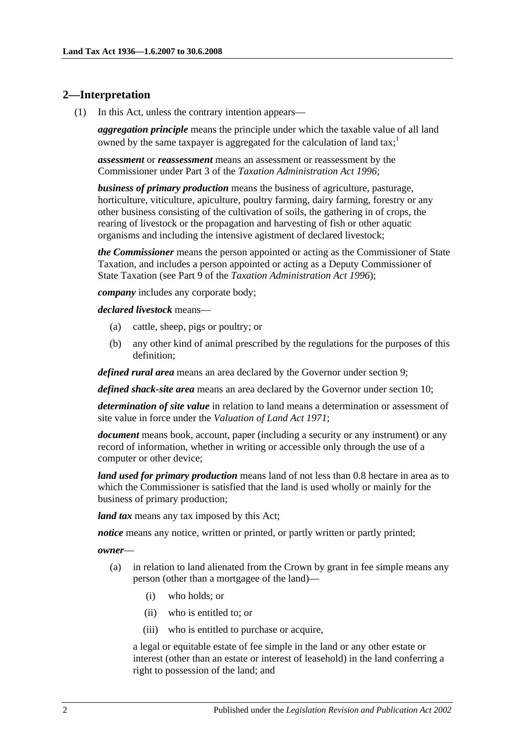## 2—Interpretation

(1) In this Act, unless the contrary intention appears—

***aggregation principle*** means the principle under which the taxable value of all land owned by the same taxpayer is aggregated for the calculation of land tax;[1]

***assessment*** or ***reassessment*** means an assessment or reassessment by the Commissioner under Part 3 of the *Taxation Administration Act 1996*;

***business of primary production*** means the business of agriculture, pasturage, horticulture, viticulture, apiculture, poultry farming, dairy farming, forestry or any other business consisting of the cultivation of soils, the gathering in of crops, the rearing of livestock or the propagation and harvesting of fish or other aquatic organisms and including the intensive agistment of declared livestock;

***the Commissioner*** means the person appointed or acting as the Commissioner of State Taxation, and includes a person appointed or acting as a Deputy Commissioner of State Taxation (see Part 9 of the *Taxation Administration Act 1996*);

***company*** includes any corporate body;

***declared livestock*** means—

- (a) cattle, sheep, pigs or poultry; or
- (b) any other kind of animal prescribed by the regulations for the purposes of this definition;

***defined rural area*** means an area declared by the Governor under section 9;

***defined shack-site area*** means an area declared by the Governor under section 10;

***determination of site value*** in relation to land means a determination or assessment of site value in force under the *Valuation of Land Act 1971*;

***document*** means book, account, paper (including a security or any instrument) or any record of information, whether in writing or accessible only through the use of a computer or other device;

***land used for primary production*** means land of not less than 0.8 hectare in area as to which the Commissioner is satisfied that the land is used wholly or mainly for the business of primary production;

***land tax*** means any tax imposed by this Act;

***notice*** means any notice, written or printed, or partly written or partly printed;

***owner***—

- (a) in relation to land alienated from the Crown by grant in fee simple means any person (other than a mortgagee of the land)—
  - (i) who holds; or
  - (ii) who is entitled to; or
  - (iii) who is entitled to purchase or acquire,

  a legal or equitable estate of fee simple in the land or any other estate or interest (other than an estate or interest of leasehold) in the land conferring a right to possession of the land; and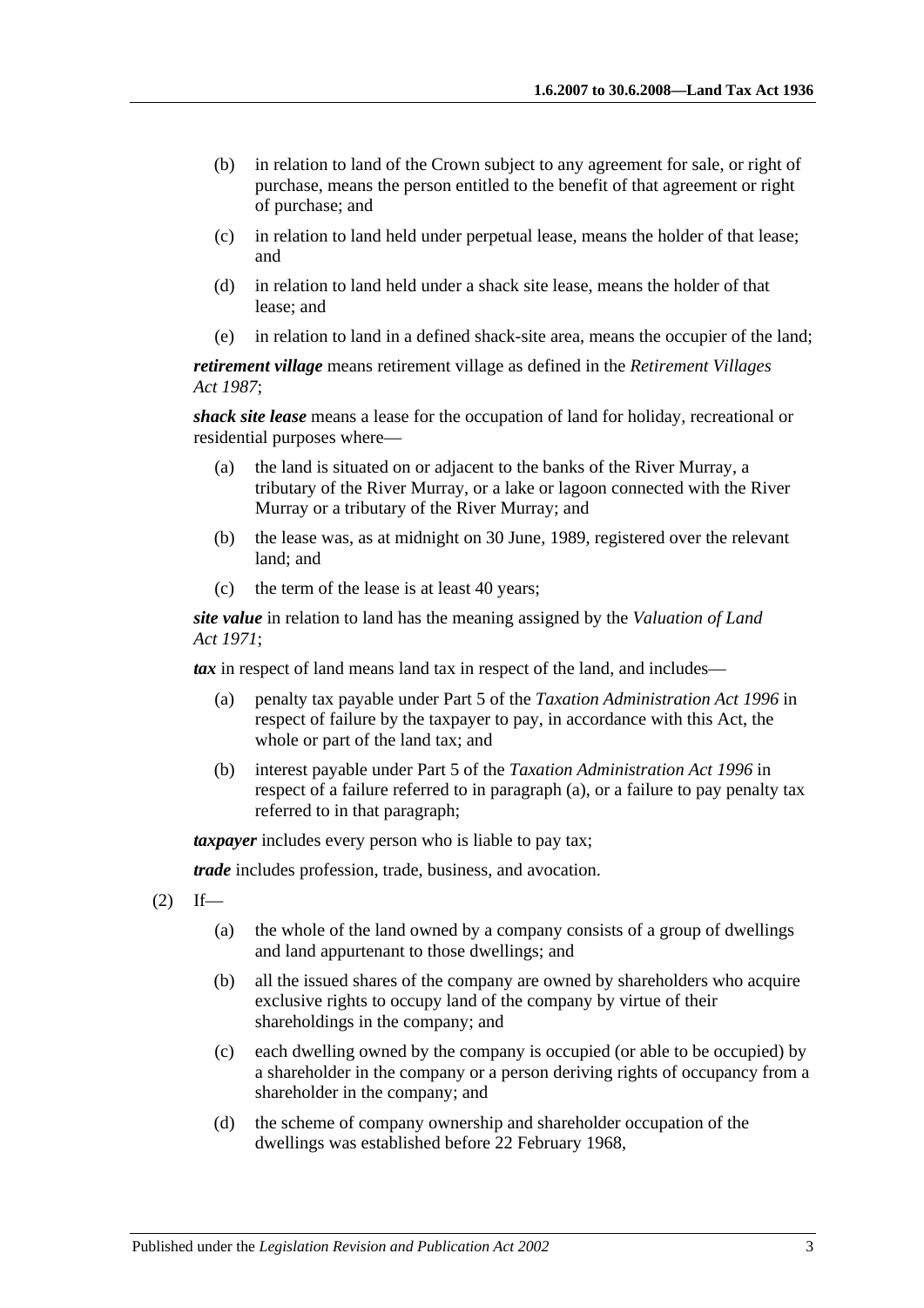(b) in relation to land of the Crown subject to any agreement for sale, or right of purchase, means the person entitled to the benefit of that agreement or right of purchase; and

(c) in relation to land held under perpetual lease, means the holder of that lease; and

(d) in relation to land held under a shack site lease, means the holder of that lease; and

(e) in relation to land in a defined shack-site area, means the occupier of the land;

***retirement village*** means retirement village as defined in the *Retirement Villages Act 1987*;

***shack site lease*** means a lease for the occupation of land for holiday, recreational or residential purposes where—

(a) the land is situated on or adjacent to the banks of the River Murray, a tributary of the River Murray, or a lake or lagoon connected with the River Murray or a tributary of the River Murray; and

(b) the lease was, as at midnight on 30 June, 1989, registered over the relevant land; and

(c) the term of the lease is at least 40 years;

***site value*** in relation to land has the meaning assigned by the *Valuation of Land Act 1971*;

***tax*** in respect of land means land tax in respect of the land, and includes—

(a) penalty tax payable under Part 5 of the *Taxation Administration Act 1996* in respect of failure by the taxpayer to pay, in accordance with this Act, the whole or part of the land tax; and

(b) interest payable under Part 5 of the *Taxation Administration Act 1996* in respect of a failure referred to in paragraph (a), or a failure to pay penalty tax referred to in that paragraph;

***taxpayer*** includes every person who is liable to pay tax;

***trade*** includes profession, trade, business, and avocation.

(2) If—

(a) the whole of the land owned by a company consists of a group of dwellings and land appurtenant to those dwellings; and

(b) all the issued shares of the company are owned by shareholders who acquire exclusive rights to occupy land of the company by virtue of their shareholdings in the company; and

(c) each dwelling owned by the company is occupied (or able to be occupied) by a shareholder in the company or a person deriving rights of occupancy from a shareholder in the company; and

(d) the scheme of company ownership and shareholder occupation of the dwellings was established before 22 February 1968,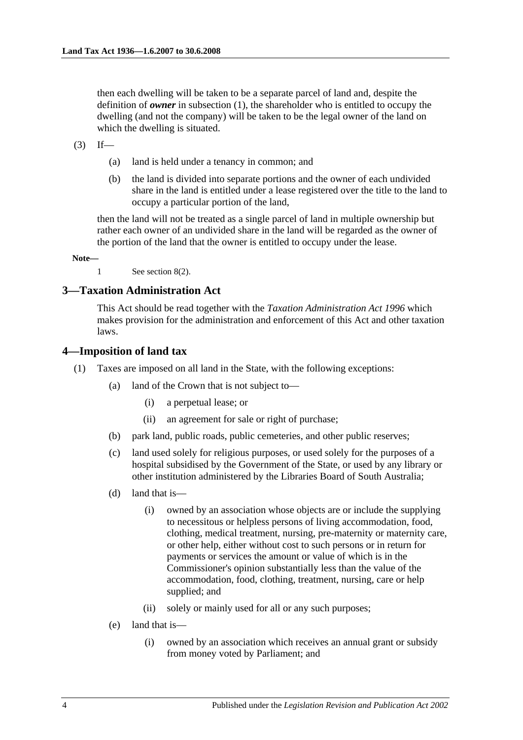then each dwelling will be taken to be a separate parcel of land and, despite the definition of ***owner*** in subsection (1), the shareholder who is entitled to occupy the dwelling (and not the company) will be taken to be the legal owner of the land on which the dwelling is situated.

(3) If—

(a) land is held under a tenancy in common; and

(b) the land is divided into separate portions and the owner of each undivided share in the land is entitled under a lease registered over the title to the land to occupy a particular portion of the land,

then the land will not be treated as a single parcel of land in multiple ownership but rather each owner of an undivided share in the land will be regarded as the owner of the portion of the land that the owner is entitled to occupy under the lease.

**Note—**

1 See section 8(2).

## 3—Taxation Administration Act

This Act should be read together with the *Taxation Administration Act 1996* which makes provision for the administration and enforcement of this Act and other taxation laws.

## 4—Imposition of land tax

(1) Taxes are imposed on all land in the State, with the following exceptions:

(a) land of the Crown that is not subject to—

(i) a perpetual lease; or

(ii) an agreement for sale or right of purchase;

(b) park land, public roads, public cemeteries, and other public reserves;

(c) land used solely for religious purposes, or used solely for the purposes of a hospital subsidised by the Government of the State, or used by any library or other institution administered by the Libraries Board of South Australia;

(d) land that is—

(i) owned by an association whose objects are or include the supplying to necessitous or helpless persons of living accommodation, food, clothing, medical treatment, nursing, pre-maternity or maternity care, or other help, either without cost to such persons or in return for payments or services the amount or value of which is in the Commissioner's opinion substantially less than the value of the accommodation, food, clothing, treatment, nursing, care or help supplied; and

(ii) solely or mainly used for all or any such purposes;

(e) land that is—

(i) owned by an association which receives an annual grant or subsidy from money voted by Parliament; and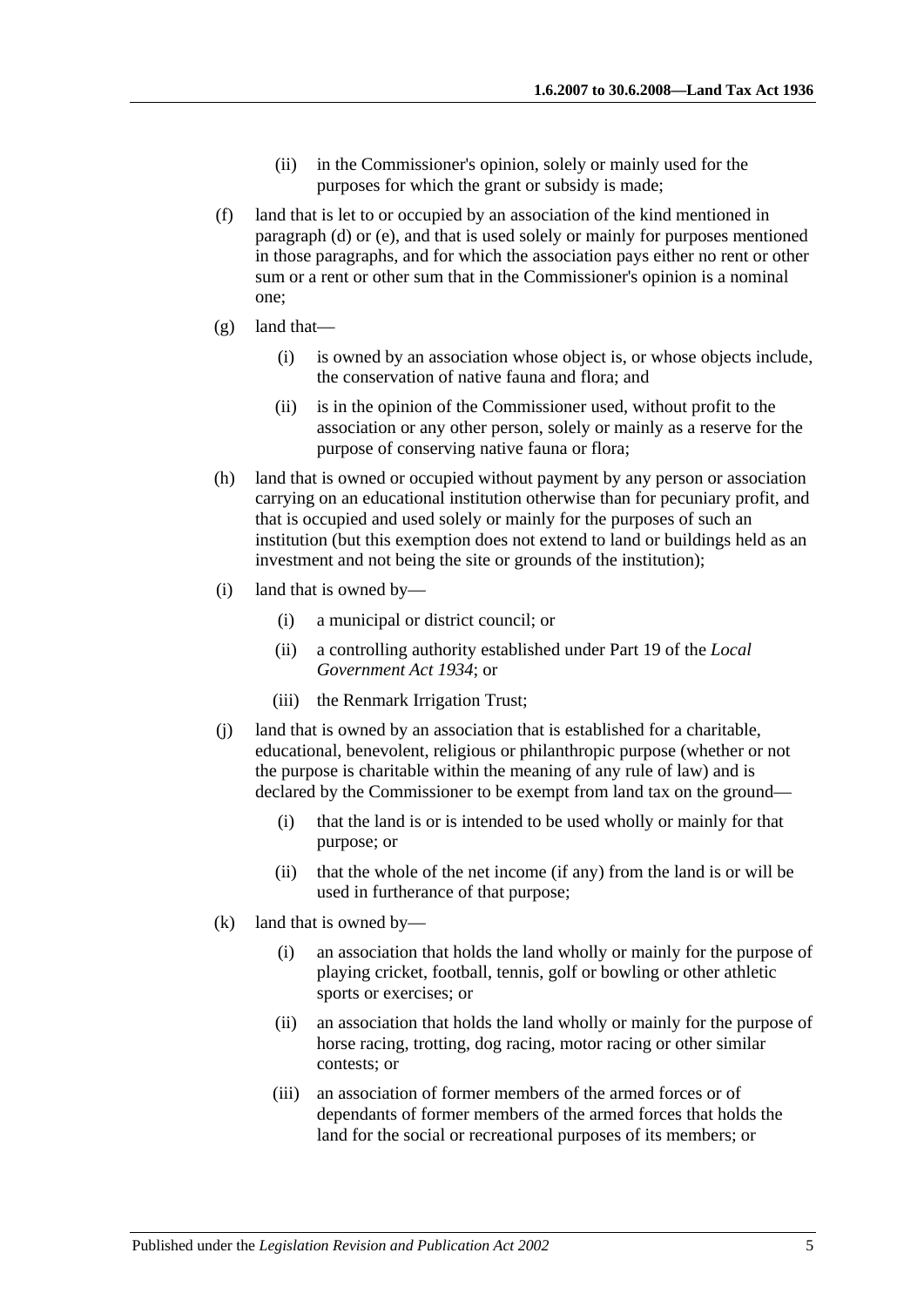(ii) in the Commissioner's opinion, solely or mainly used for the purposes for which the grant or subsidy is made;

(f) land that is let to or occupied by an association of the kind mentioned in paragraph (d) or (e), and that is used solely or mainly for purposes mentioned in those paragraphs, and for which the association pays either no rent or other sum or a rent or other sum that in the Commissioner's opinion is a nominal one;

(g) land that—

(i) is owned by an association whose object is, or whose objects include, the conservation of native fauna and flora; and

(ii) is in the opinion of the Commissioner used, without profit to the association or any other person, solely or mainly as a reserve for the purpose of conserving native fauna or flora;

(h) land that is owned or occupied without payment by any person or association carrying on an educational institution otherwise than for pecuniary profit, and that is occupied and used solely or mainly for the purposes of such an institution (but this exemption does not extend to land or buildings held as an investment and not being the site or grounds of the institution);

(i) land that is owned by—

(i) a municipal or district council; or

(ii) a controlling authority established under Part 19 of the *Local Government Act 1934*; or

(iii) the Renmark Irrigation Trust;

(j) land that is owned by an association that is established for a charitable, educational, benevolent, religious or philanthropic purpose (whether or not the purpose is charitable within the meaning of any rule of law) and is declared by the Commissioner to be exempt from land tax on the ground—

(i) that the land is or is intended to be used wholly or mainly for that purpose; or

(ii) that the whole of the net income (if any) from the land is or will be used in furtherance of that purpose;

(k) land that is owned by—

(i) an association that holds the land wholly or mainly for the purpose of playing cricket, football, tennis, golf or bowling or other athletic sports or exercises; or

(ii) an association that holds the land wholly or mainly for the purpose of horse racing, trotting, dog racing, motor racing or other similar contests; or

(iii) an association of former members of the armed forces or of dependants of former members of the armed forces that holds the land for the social or recreational purposes of its members; or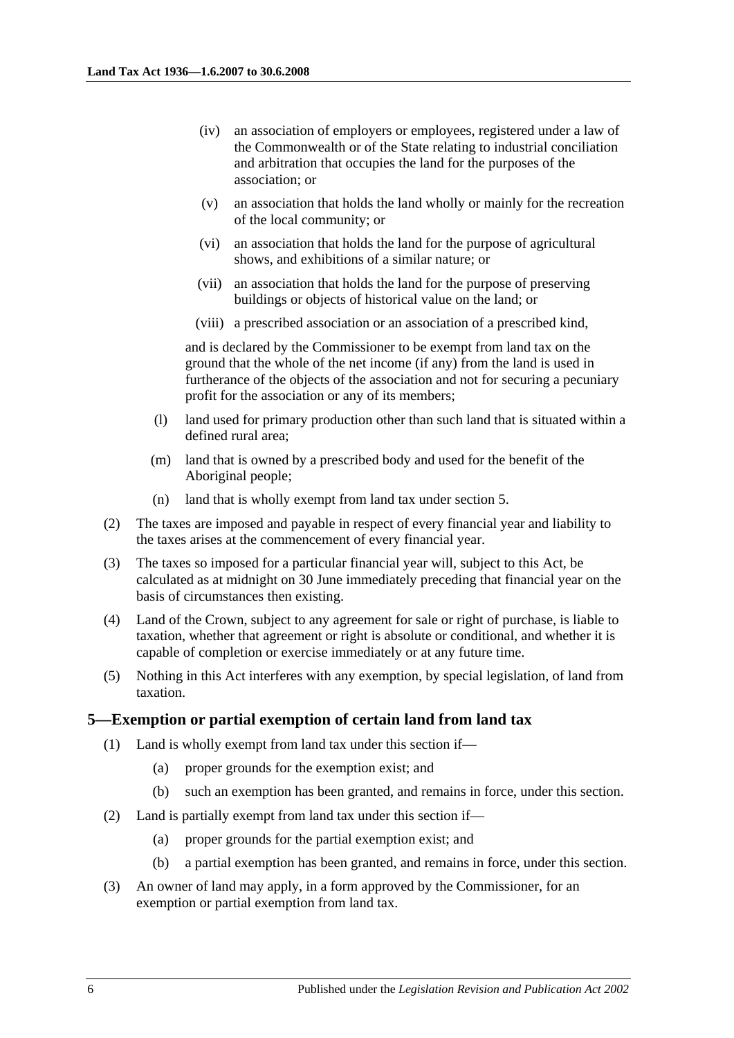(iv) an association of employers or employees, registered under a law of the Commonwealth or of the State relating to industrial conciliation and arbitration that occupies the land for the purposes of the association; or

(v) an association that holds the land wholly or mainly for the recreation of the local community; or

(vi) an association that holds the land for the purpose of agricultural shows, and exhibitions of a similar nature; or

(vii) an association that holds the land for the purpose of preserving buildings or objects of historical value on the land; or

(viii) a prescribed association or an association of a prescribed kind,

and is declared by the Commissioner to be exempt from land tax on the ground that the whole of the net income (if any) from the land is used in furtherance of the objects of the association and not for securing a pecuniary profit for the association or any of its members;

(l) land used for primary production other than such land that is situated within a defined rural area;

(m) land that is owned by a prescribed body and used for the benefit of the Aboriginal people;

(n) land that is wholly exempt from land tax under section 5.

(2) The taxes are imposed and payable in respect of every financial year and liability to the taxes arises at the commencement of every financial year.

(3) The taxes so imposed for a particular financial year will, subject to this Act, be calculated as at midnight on 30 June immediately preceding that financial year on the basis of circumstances then existing.

(4) Land of the Crown, subject to any agreement for sale or right of purchase, is liable to taxation, whether that agreement or right is absolute or conditional, and whether it is capable of completion or exercise immediately or at any future time.

(5) Nothing in this Act interferes with any exemption, by special legislation, of land from taxation.

## 5—Exemption or partial exemption of certain land from land tax

(1) Land is wholly exempt from land tax under this section if—

(a) proper grounds for the exemption exist; and

(b) such an exemption has been granted, and remains in force, under this section.

(2) Land is partially exempt from land tax under this section if—

(a) proper grounds for the partial exemption exist; and

(b) a partial exemption has been granted, and remains in force, under this section.

(3) An owner of land may apply, in a form approved by the Commissioner, for an exemption or partial exemption from land tax.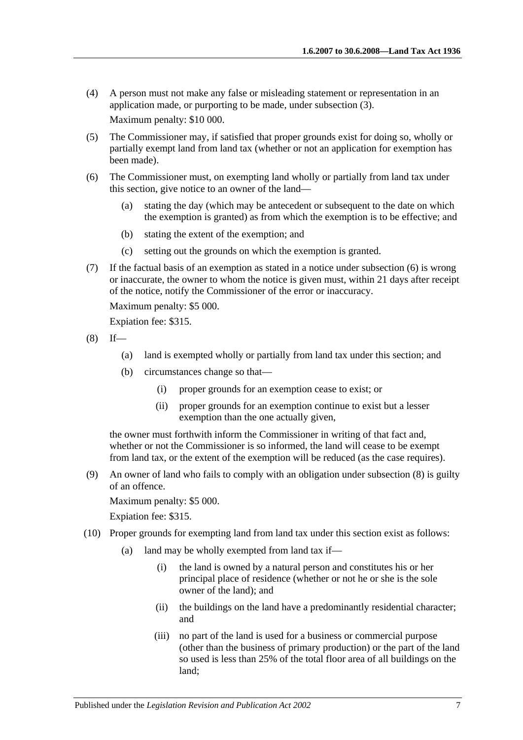(4) A person must not make any false or misleading statement or representation in an application made, or purporting to be made, under subsection (3).

Maximum penalty: $10 000.

(5) The Commissioner may, if satisfied that proper grounds exist for doing so, wholly or partially exempt land from land tax (whether or not an application for exemption has been made).

(6) The Commissioner must, on exempting land wholly or partially from land tax under this section, give notice to an owner of the land—

(a) stating the day (which may be antecedent or subsequent to the date on which the exemption is granted) as from which the exemption is to be effective; and

(b) stating the extent of the exemption; and

(c) setting out the grounds on which the exemption is granted.

(7) If the factual basis of an exemption as stated in a notice under subsection (6) is wrong or inaccurate, the owner to whom the notice is given must, within 21 days after receipt of the notice, notify the Commissioner of the error or inaccuracy.

Maximum penalty: $5 000.

Expiation fee: $315.

(8) If—

(a) land is exempted wholly or partially from land tax under this section; and

(b) circumstances change so that—

(i) proper grounds for an exemption cease to exist; or

(ii) proper grounds for an exemption continue to exist but a lesser exemption than the one actually given,

the owner must forthwith inform the Commissioner in writing of that fact and, whether or not the Commissioner is so informed, the land will cease to be exempt from land tax, or the extent of the exemption will be reduced (as the case requires).

(9) An owner of land who fails to comply with an obligation under subsection (8) is guilty of an offence.

Maximum penalty: $5 000.

Expiation fee: $315.

(10) Proper grounds for exempting land from land tax under this section exist as follows:

(a) land may be wholly exempted from land tax if—

(i) the land is owned by a natural person and constitutes his or her principal place of residence (whether or not he or she is the sole owner of the land); and

(ii) the buildings on the land have a predominantly residential character; and

(iii) no part of the land is used for a business or commercial purpose (other than the business of primary production) or the part of the land so used is less than 25% of the total floor area of all buildings on the land;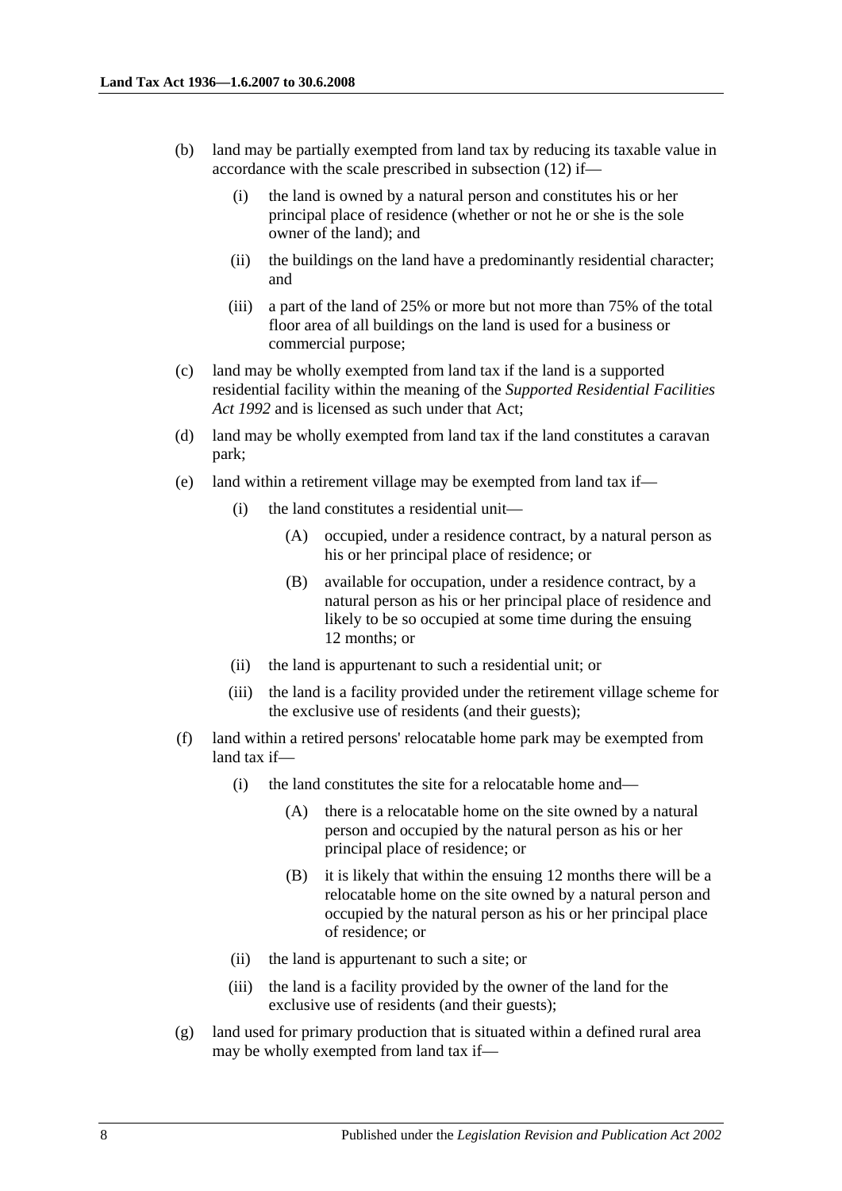(b) land may be partially exempted from land tax by reducing its taxable value in accordance with the scale prescribed in subsection (12) if—

  (i) the land is owned by a natural person and constitutes his or her principal place of residence (whether or not he or she is the sole owner of the land); and

  (ii) the buildings on the land have a predominantly residential character; and

  (iii) a part of the land of 25% or more but not more than 75% of the total floor area of all buildings on the land is used for a business or commercial purpose;

(c) land may be wholly exempted from land tax if the land is a supported residential facility within the meaning of the *Supported Residential Facilities Act 1992* and is licensed as such under that Act;

(d) land may be wholly exempted from land tax if the land constitutes a caravan park;

(e) land within a retirement village may be exempted from land tax if—

  (i) the land constitutes a residential unit—

    (A) occupied, under a residence contract, by a natural person as his or her principal place of residence; or

    (B) available for occupation, under a residence contract, by a natural person as his or her principal place of residence and likely to be so occupied at some time during the ensuing 12 months; or

  (ii) the land is appurtenant to such a residential unit; or

  (iii) the land is a facility provided under the retirement village scheme for the exclusive use of residents (and their guests);

(f) land within a retired persons' relocatable home park may be exempted from land tax if—

  (i) the land constitutes the site for a relocatable home and—

    (A) there is a relocatable home on the site owned by a natural person and occupied by the natural person as his or her principal place of residence; or

    (B) it is likely that within the ensuing 12 months there will be a relocatable home on the site owned by a natural person and occupied by the natural person as his or her principal place of residence; or

  (ii) the land is appurtenant to such a site; or

  (iii) the land is a facility provided by the owner of the land for the exclusive use of residents (and their guests);

(g) land used for primary production that is situated within a defined rural area may be wholly exempted from land tax if—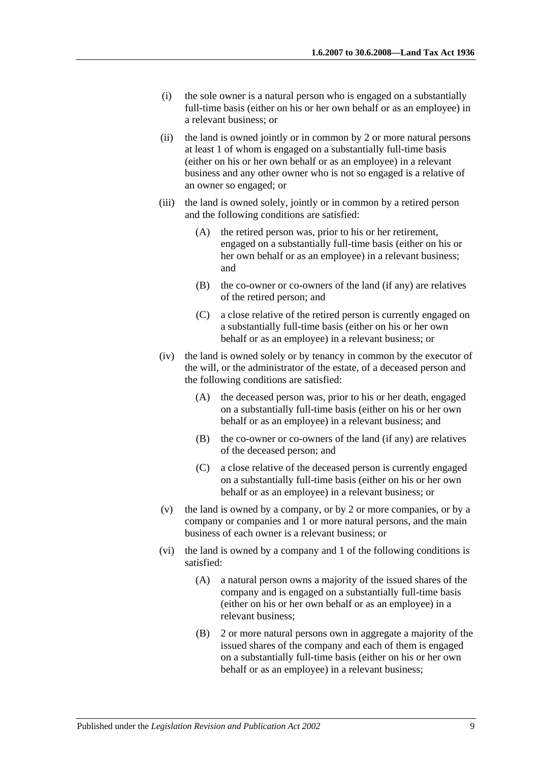(i) the sole owner is a natural person who is engaged on a substantially full-time basis (either on his or her own behalf or as an employee) in a relevant business; or

(ii) the land is owned jointly or in common by 2 or more natural persons at least 1 of whom is engaged on a substantially full-time basis (either on his or her own behalf or as an employee) in a relevant business and any other owner who is not so engaged is a relative of an owner so engaged; or

(iii) the land is owned solely, jointly or in common by a retired person and the following conditions are satisfied:

(A) the retired person was, prior to his or her retirement, engaged on a substantially full-time basis (either on his or her own behalf or as an employee) in a relevant business; and

(B) the co-owner or co-owners of the land (if any) are relatives of the retired person; and

(C) a close relative of the retired person is currently engaged on a substantially full-time basis (either on his or her own behalf or as an employee) in a relevant business; or

(iv) the land is owned solely or by tenancy in common by the executor of the will, or the administrator of the estate, of a deceased person and the following conditions are satisfied:

(A) the deceased person was, prior to his or her death, engaged on a substantially full-time basis (either on his or her own behalf or as an employee) in a relevant business; and

(B) the co-owner or co-owners of the land (if any) are relatives of the deceased person; and

(C) a close relative of the deceased person is currently engaged on a substantially full-time basis (either on his or her own behalf or as an employee) in a relevant business; or

(v) the land is owned by a company, or by 2 or more companies, or by a company or companies and 1 or more natural persons, and the main business of each owner is a relevant business; or

(vi) the land is owned by a company and 1 of the following conditions is satisfied:

(A) a natural person owns a majority of the issued shares of the company and is engaged on a substantially full-time basis (either on his or her own behalf or as an employee) in a relevant business;

(B) 2 or more natural persons own in aggregate a majority of the issued shares of the company and each of them is engaged on a substantially full-time basis (either on his or her own behalf or as an employee) in a relevant business;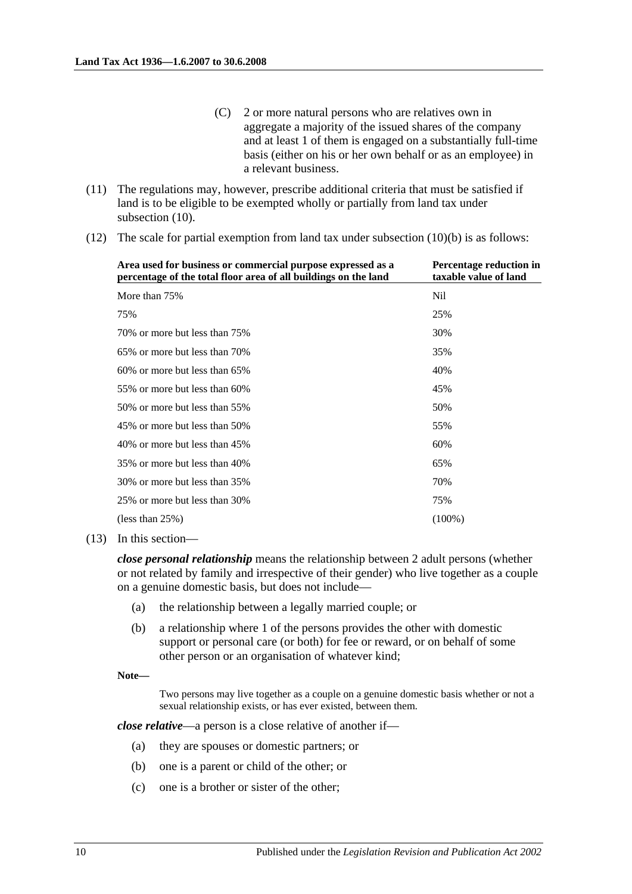(C) 2 or more natural persons who are relatives own in aggregate a majority of the issued shares of the company and at least 1 of them is engaged on a substantially full-time basis (either on his or her own behalf or as an employee) in a relevant business.

(11) The regulations may, however, prescribe additional criteria that must be satisfied if land is to be eligible to be exempted wholly or partially from land tax under subsection (10).

(12) The scale for partial exemption from land tax under subsection (10)(b) is as follows:

| Area used for business or commercial purpose expressed as a percentage of the total floor area of all buildings on the land | Percentage reduction in taxable value of land |
|---|---|
| More than 75% | Nil |
| 75% | 25% |
| 70% or more but less than 75% | 30% |
| 65% or more but less than 70% | 35% |
| 60% or more but less than 65% | 40% |
| 55% or more but less than 60% | 45% |
| 50% or more but less than 55% | 50% |
| 45% or more but less than 50% | 55% |
| 40% or more but less than 45% | 60% |
| 35% or more but less than 40% | 65% |
| 30% or more but less than 35% | 70% |
| 25% or more but less than 30% | 75% |
| (less than 25%) | (100%) |

(13) In this section—

***close personal relationship*** means the relationship between 2 adult persons (whether or not related by family and irrespective of their gender) who live together as a couple on a genuine domestic basis, but does not include—

(a) the relationship between a legally married couple; or

(b) a relationship where 1 of the persons provides the other with domestic support or personal care (or both) for fee or reward, or on behalf of some other person or an organisation of whatever kind;

**Note—**

Two persons may live together as a couple on a genuine domestic basis whether or not a sexual relationship exists, or has ever existed, between them.

***close relative***—a person is a close relative of another if—

(a) they are spouses or domestic partners; or

(b) one is a parent or child of the other; or

(c) one is a brother or sister of the other;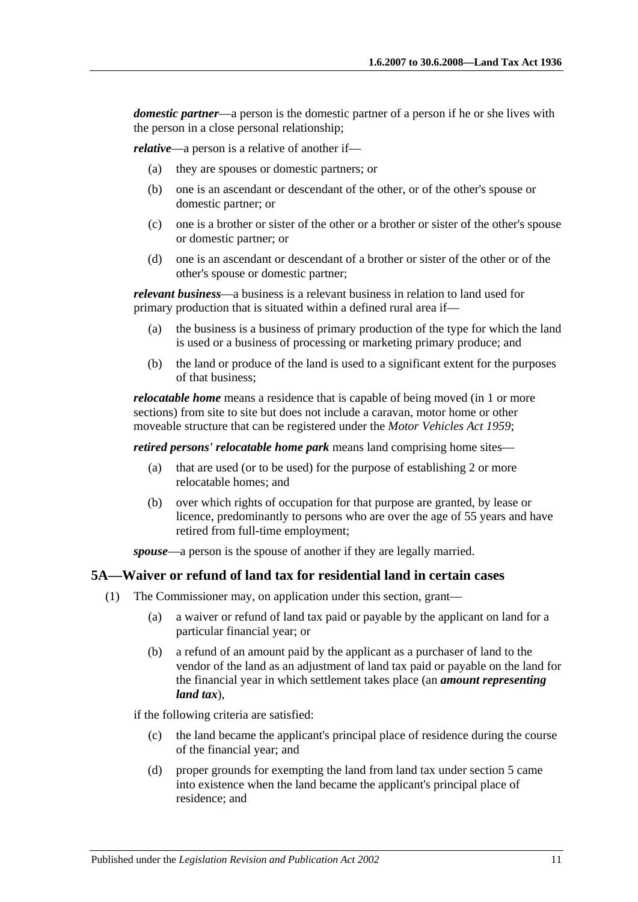***domestic partner***—a person is the domestic partner of a person if he or she lives with the person in a close personal relationship;

***relative***—a person is a relative of another if—

(a) they are spouses or domestic partners; or

(b) one is an ascendant or descendant of the other, or of the other's spouse or domestic partner; or

(c) one is a brother or sister of the other or a brother or sister of the other's spouse or domestic partner; or

(d) one is an ascendant or descendant of a brother or sister of the other or of the other's spouse or domestic partner;

***relevant business***—a business is a relevant business in relation to land used for primary production that is situated within a defined rural area if—

(a) the business is a business of primary production of the type for which the land is used or a business of processing or marketing primary produce; and

(b) the land or produce of the land is used to a significant extent for the purposes of that business;

***relocatable home*** means a residence that is capable of being moved (in 1 or more sections) from site to site but does not include a caravan, motor home or other moveable structure that can be registered under the *Motor Vehicles Act 1959*;

***retired persons' relocatable home park*** means land comprising home sites—

(a) that are used (or to be used) for the purpose of establishing 2 or more relocatable homes; and

(b) over which rights of occupation for that purpose are granted, by lease or licence, predominantly to persons who are over the age of 55 years and have retired from full-time employment;

***spouse***—a person is the spouse of another if they are legally married.

## 5A—Waiver or refund of land tax for residential land in certain cases

(1) The Commissioner may, on application under this section, grant—

(a) a waiver or refund of land tax paid or payable by the applicant on land for a particular financial year; or

(b) a refund of an amount paid by the applicant as a purchaser of land to the vendor of the land as an adjustment of land tax paid or payable on the land for the financial year in which settlement takes place (an ***amount representing land tax***),

if the following criteria are satisfied:

(c) the land became the applicant's principal place of residence during the course of the financial year; and

(d) proper grounds for exempting the land from land tax under section 5 came into existence when the land became the applicant's principal place of residence; and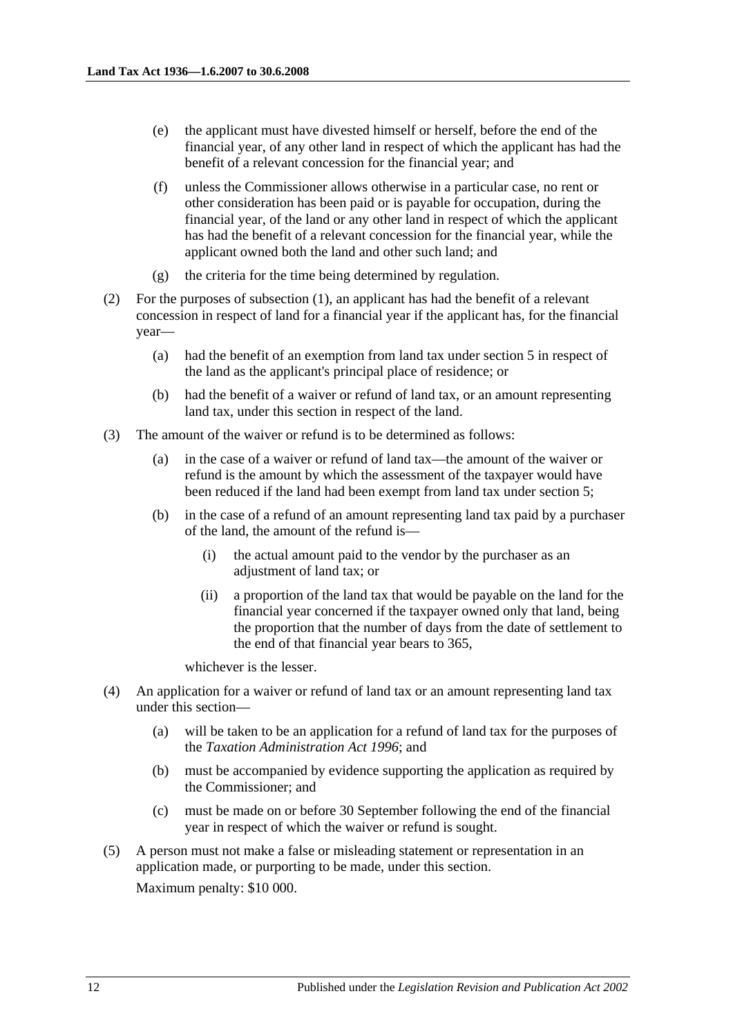(e) the applicant must have divested himself or herself, before the end of the financial year, of any other land in respect of which the applicant has had the benefit of a relevant concession for the financial year; and

(f) unless the Commissioner allows otherwise in a particular case, no rent or other consideration has been paid or is payable for occupation, during the financial year, of the land or any other land in respect of which the applicant has had the benefit of a relevant concession for the financial year, while the applicant owned both the land and other such land; and

(g) the criteria for the time being determined by regulation.

(2) For the purposes of subsection (1), an applicant has had the benefit of a relevant concession in respect of land for a financial year if the applicant has, for the financial year—

(a) had the benefit of an exemption from land tax under section 5 in respect of the land as the applicant's principal place of residence; or

(b) had the benefit of a waiver or refund of land tax, or an amount representing land tax, under this section in respect of the land.

(3) The amount of the waiver or refund is to be determined as follows:

(a) in the case of a waiver or refund of land tax—the amount of the waiver or refund is the amount by which the assessment of the taxpayer would have been reduced if the land had been exempt from land tax under section 5;

(b) in the case of a refund of an amount representing land tax paid by a purchaser of the land, the amount of the refund is—

(i) the actual amount paid to the vendor by the purchaser as an adjustment of land tax; or

(ii) a proportion of the land tax that would be payable on the land for the financial year concerned if the taxpayer owned only that land, being the proportion that the number of days from the date of settlement to the end of that financial year bears to 365,

whichever is the lesser.

(4) An application for a waiver or refund of land tax or an amount representing land tax under this section—

(a) will be taken to be an application for a refund of land tax for the purposes of the *Taxation Administration Act 1996*; and

(b) must be accompanied by evidence supporting the application as required by the Commissioner; and

(c) must be made on or before 30 September following the end of the financial year in respect of which the waiver or refund is sought.

(5) A person must not make a false or misleading statement or representation in an application made, or purporting to be made, under this section.

Maximum penalty: $10 000.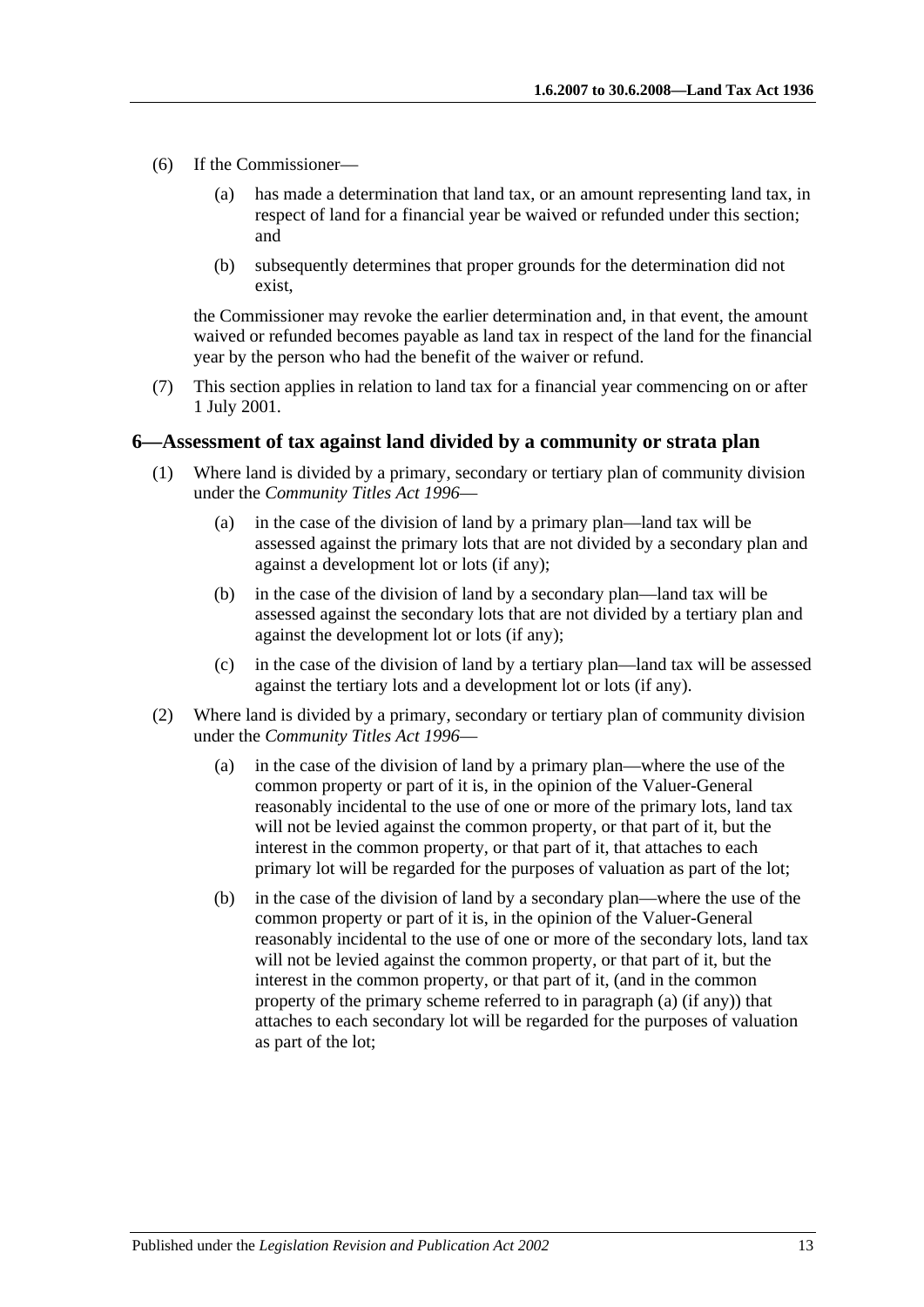(6) If the Commissioner—

(a) has made a determination that land tax, or an amount representing land tax, in respect of land for a financial year be waived or refunded under this section; and

(b) subsequently determines that proper grounds for the determination did not exist,

the Commissioner may revoke the earlier determination and, in that event, the amount waived or refunded becomes payable as land tax in respect of the land for the financial year by the person who had the benefit of the waiver or refund.

(7) This section applies in relation to land tax for a financial year commencing on or after 1 July 2001.

## 6—Assessment of tax against land divided by a community or strata plan

(1) Where land is divided by a primary, secondary or tertiary plan of community division under the *Community Titles Act 1996*—

(a) in the case of the division of land by a primary plan—land tax will be assessed against the primary lots that are not divided by a secondary plan and against a development lot or lots (if any);

(b) in the case of the division of land by a secondary plan—land tax will be assessed against the secondary lots that are not divided by a tertiary plan and against the development lot or lots (if any);

(c) in the case of the division of land by a tertiary plan—land tax will be assessed against the tertiary lots and a development lot or lots (if any).

(2) Where land is divided by a primary, secondary or tertiary plan of community division under the *Community Titles Act 1996*—

(a) in the case of the division of land by a primary plan—where the use of the common property or part of it is, in the opinion of the Valuer-General reasonably incidental to the use of one or more of the primary lots, land tax will not be levied against the common property, or that part of it, but the interest in the common property, or that part of it, that attaches to each primary lot will be regarded for the purposes of valuation as part of the lot;

(b) in the case of the division of land by a secondary plan—where the use of the common property or part of it is, in the opinion of the Valuer-General reasonably incidental to the use of one or more of the secondary lots, land tax will not be levied against the common property, or that part of it, but the interest in the common property, or that part of it, (and in the common property of the primary scheme referred to in paragraph (a) (if any)) that attaches to each secondary lot will be regarded for the purposes of valuation as part of the lot;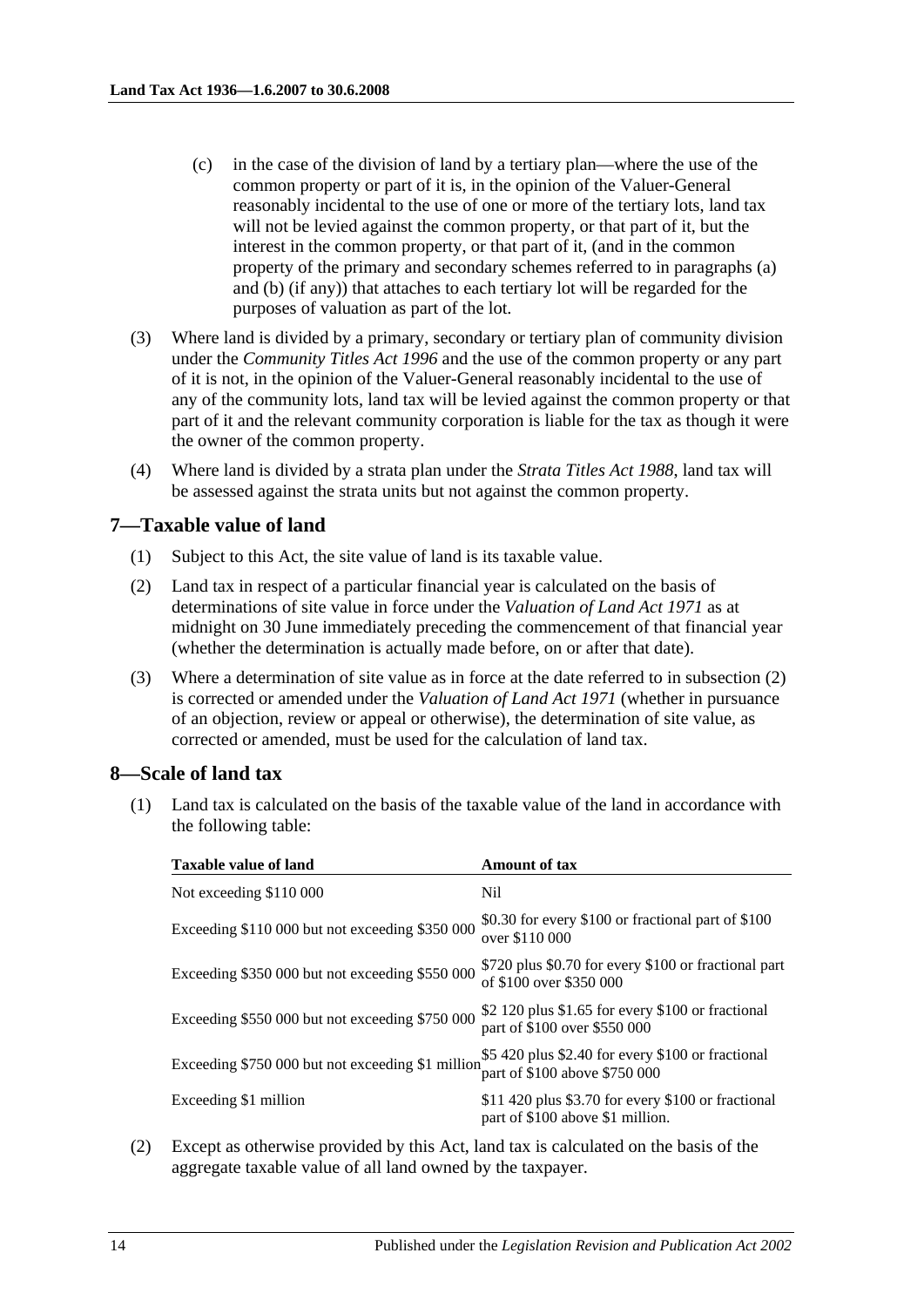(c) in the case of the division of land by a tertiary plan—where the use of the common property or part of it is, in the opinion of the Valuer-General reasonably incidental to the use of one or more of the tertiary lots, land tax will not be levied against the common property, or that part of it, but the interest in the common property, or that part of it, (and in the common property of the primary and secondary schemes referred to in paragraphs (a) and (b) (if any)) that attaches to each tertiary lot will be regarded for the purposes of valuation as part of the lot.

(3) Where land is divided by a primary, secondary or tertiary plan of community division under the *Community Titles Act 1996* and the use of the common property or any part of it is not, in the opinion of the Valuer-General reasonably incidental to the use of any of the community lots, land tax will be levied against the common property or that part of it and the relevant community corporation is liable for the tax as though it were the owner of the common property.

(4) Where land is divided by a strata plan under the *Strata Titles Act 1988*, land tax will be assessed against the strata units but not against the common property.

## 7—Taxable value of land

(1) Subject to this Act, the site value of land is its taxable value.

(2) Land tax in respect of a particular financial year is calculated on the basis of determinations of site value in force under the *Valuation of Land Act 1971* as at midnight on 30 June immediately preceding the commencement of that financial year (whether the determination is actually made before, on or after that date).

(3) Where a determination of site value as in force at the date referred to in subsection (2) is corrected or amended under the *Valuation of Land Act 1971* (whether in pursuance of an objection, review or appeal or otherwise), the determination of site value, as corrected or amended, must be used for the calculation of land tax.

## 8—Scale of land tax

(1) Land tax is calculated on the basis of the taxable value of the land in accordance with the following table:

| Taxable value of land | Amount of tax |
|---|---|
| Not exceeding $110 000 | Nil |
| Exceeding $110 000 but not exceeding $350 000 | $0.30 for every $100 or fractional part of $100 over $110 000 |
| Exceeding $350 000 but not exceeding $550 000 | $720 plus $0.70 for every $100 or fractional part of $100 over $350 000 |
| Exceeding $550 000 but not exceeding $750 000 | $2 120 plus $1.65 for every $100 or fractional part of $100 over $550 000 |
| Exceeding $750 000 but not exceeding $1 million | $5 420 plus $2.40 for every $100 or fractional part of $100 above $750 000 |
| Exceeding $1 million | $11 420 plus $3.70 for every $100 or fractional part of $100 above $1 million. |

(2) Except as otherwise provided by this Act, land tax is calculated on the basis of the aggregate taxable value of all land owned by the taxpayer.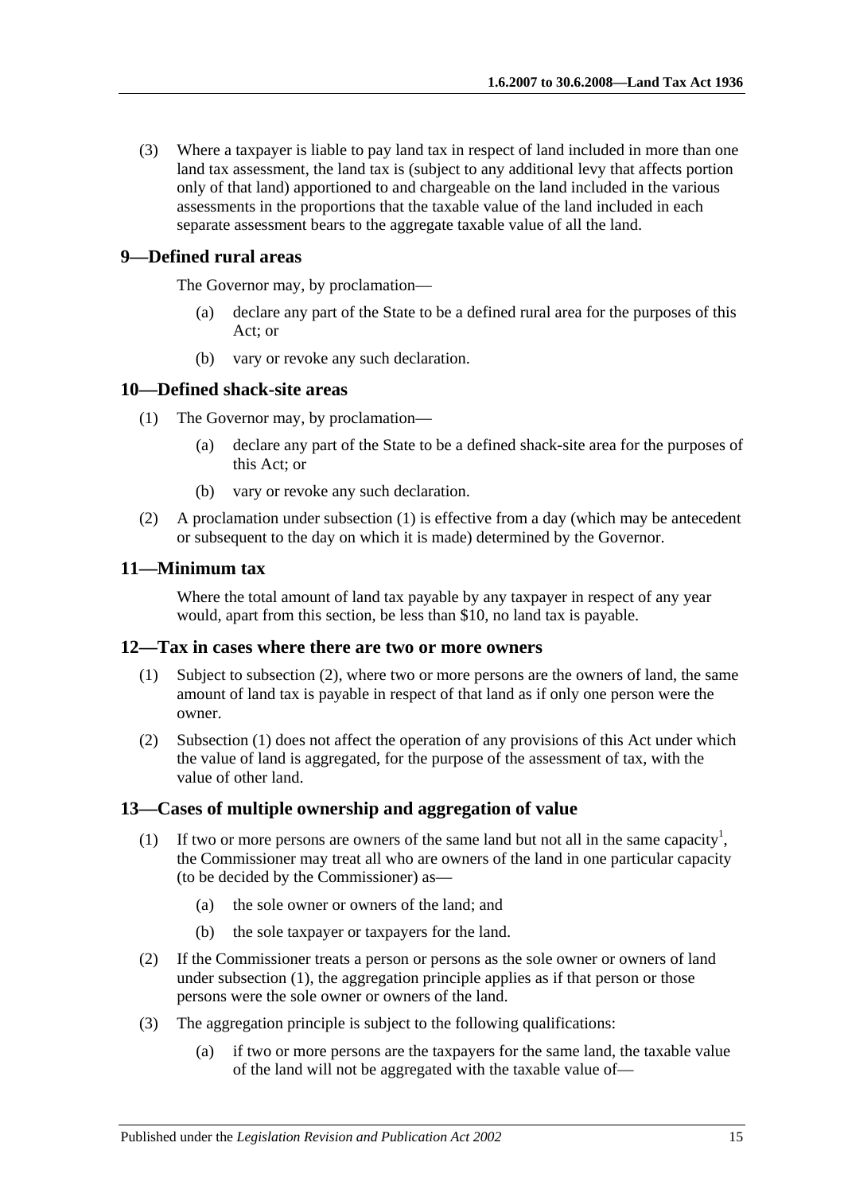(3) Where a taxpayer is liable to pay land tax in respect of land included in more than one land tax assessment, the land tax is (subject to any additional levy that affects portion only of that land) apportioned to and chargeable on the land included in the various assessments in the proportions that the taxable value of the land included in each separate assessment bears to the aggregate taxable value of all the land.

## 9—Defined rural areas

The Governor may, by proclamation—

(a) declare any part of the State to be a defined rural area for the purposes of this Act; or

(b) vary or revoke any such declaration.

## 10—Defined shack-site areas

(1) The Governor may, by proclamation—

(a) declare any part of the State to be a defined shack-site area for the purposes of this Act; or

(b) vary or revoke any such declaration.

(2) A proclamation under subsection (1) is effective from a day (which may be antecedent or subsequent to the day on which it is made) determined by the Governor.

## 11—Minimum tax

Where the total amount of land tax payable by any taxpayer in respect of any year would, apart from this section, be less than $10, no land tax is payable.

## 12—Tax in cases where there are two or more owners

(1) Subject to subsection (2), where two or more persons are the owners of land, the same amount of land tax is payable in respect of that land as if only one person were the owner.

(2) Subsection (1) does not affect the operation of any provisions of this Act under which the value of land is aggregated, for the purpose of the assessment of tax, with the value of other land.

## 13—Cases of multiple ownership and aggregation of value

(1) If two or more persons are owners of the same land but not all in the same capacity[1], the Commissioner may treat all who are owners of the land in one particular capacity (to be decided by the Commissioner) as—

(a) the sole owner or owners of the land; and

(b) the sole taxpayer or taxpayers for the land.

(2) If the Commissioner treats a person or persons as the sole owner or owners of land under subsection (1), the aggregation principle applies as if that person or those persons were the sole owner or owners of the land.

(3) The aggregation principle is subject to the following qualifications:

(a) if two or more persons are the taxpayers for the same land, the taxable value of the land will not be aggregated with the taxable value of—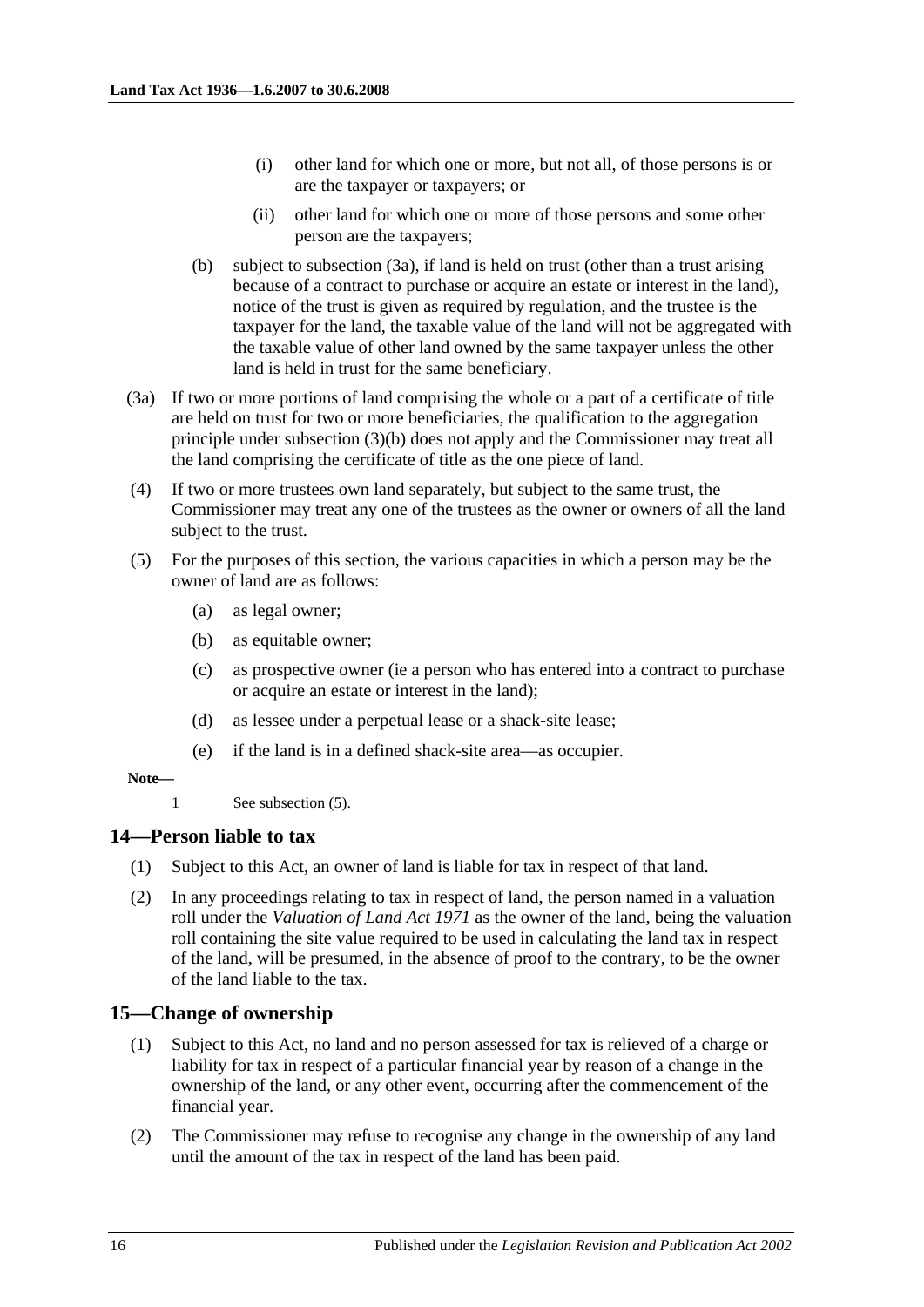(i) other land for which one or more, but not all, of those persons is or are the taxpayer or taxpayers; or

(ii) other land for which one or more of those persons and some other person are the taxpayers;

(b) subject to subsection (3a), if land is held on trust (other than a trust arising because of a contract to purchase or acquire an estate or interest in the land), notice of the trust is given as required by regulation, and the trustee is the taxpayer for the land, the taxable value of the land will not be aggregated with the taxable value of other land owned by the same taxpayer unless the other land is held in trust for the same beneficiary.

(3a) If two or more portions of land comprising the whole or a part of a certificate of title are held on trust for two or more beneficiaries, the qualification to the aggregation principle under subsection (3)(b) does not apply and the Commissioner may treat all the land comprising the certificate of title as the one piece of land.

(4) If two or more trustees own land separately, but subject to the same trust, the Commissioner may treat any one of the trustees as the owner or owners of all the land subject to the trust.

(5) For the purposes of this section, the various capacities in which a person may be the owner of land are as follows:

(a) as legal owner;

(b) as equitable owner;

(c) as prospective owner (ie a person who has entered into a contract to purchase or acquire an estate or interest in the land);

(d) as lessee under a perpetual lease or a shack-site lease;

(e) if the land is in a defined shack-site area—as occupier.

**Note—**

1 See subsection (5).

## 14—Person liable to tax

(1) Subject to this Act, an owner of land is liable for tax in respect of that land.

(2) In any proceedings relating to tax in respect of land, the person named in a valuation roll under the *Valuation of Land Act 1971* as the owner of the land, being the valuation roll containing the site value required to be used in calculating the land tax in respect of the land, will be presumed, in the absence of proof to the contrary, to be the owner of the land liable to the tax.

## 15—Change of ownership

(1) Subject to this Act, no land and no person assessed for tax is relieved of a charge or liability for tax in respect of a particular financial year by reason of a change in the ownership of the land, or any other event, occurring after the commencement of the financial year.

(2) The Commissioner may refuse to recognise any change in the ownership of any land until the amount of the tax in respect of the land has been paid.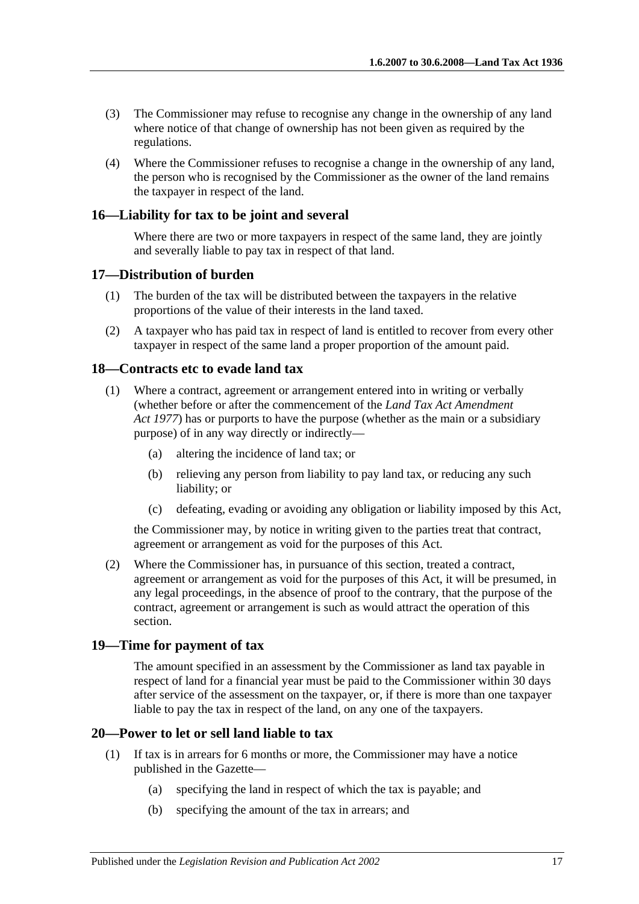(3) The Commissioner may refuse to recognise any change in the ownership of any land where notice of that change of ownership has not been given as required by the regulations.

(4) Where the Commissioner refuses to recognise a change in the ownership of any land, the person who is recognised by the Commissioner as the owner of the land remains the taxpayer in respect of the land.

## 16—Liability for tax to be joint and several

Where there are two or more taxpayers in respect of the same land, they are jointly and severally liable to pay tax in respect of that land.

## 17—Distribution of burden

(1) The burden of the tax will be distributed between the taxpayers in the relative proportions of the value of their interests in the land taxed.

(2) A taxpayer who has paid tax in respect of land is entitled to recover from every other taxpayer in respect of the same land a proper proportion of the amount paid.

## 18—Contracts etc to evade land tax

(1) Where a contract, agreement or arrangement entered into in writing or verbally (whether before or after the commencement of the *Land Tax Act Amendment Act 1977*) has or purports to have the purpose (whether as the main or a subsidiary purpose) of in any way directly or indirectly—

- (a) altering the incidence of land tax; or
- (b) relieving any person from liability to pay land tax, or reducing any such liability; or
- (c) defeating, evading or avoiding any obligation or liability imposed by this Act,

the Commissioner may, by notice in writing given to the parties treat that contract, agreement or arrangement as void for the purposes of this Act.

(2) Where the Commissioner has, in pursuance of this section, treated a contract, agreement or arrangement as void for the purposes of this Act, it will be presumed, in any legal proceedings, in the absence of proof to the contrary, that the purpose of the contract, agreement or arrangement is such as would attract the operation of this section.

## 19—Time for payment of tax

The amount specified in an assessment by the Commissioner as land tax payable in respect of land for a financial year must be paid to the Commissioner within 30 days after service of the assessment on the taxpayer, or, if there is more than one taxpayer liable to pay the tax in respect of the land, on any one of the taxpayers.

## 20—Power to let or sell land liable to tax

(1) If tax is in arrears for 6 months or more, the Commissioner may have a notice published in the Gazette—

- (a) specifying the land in respect of which the tax is payable; and
- (b) specifying the amount of the tax in arrears; and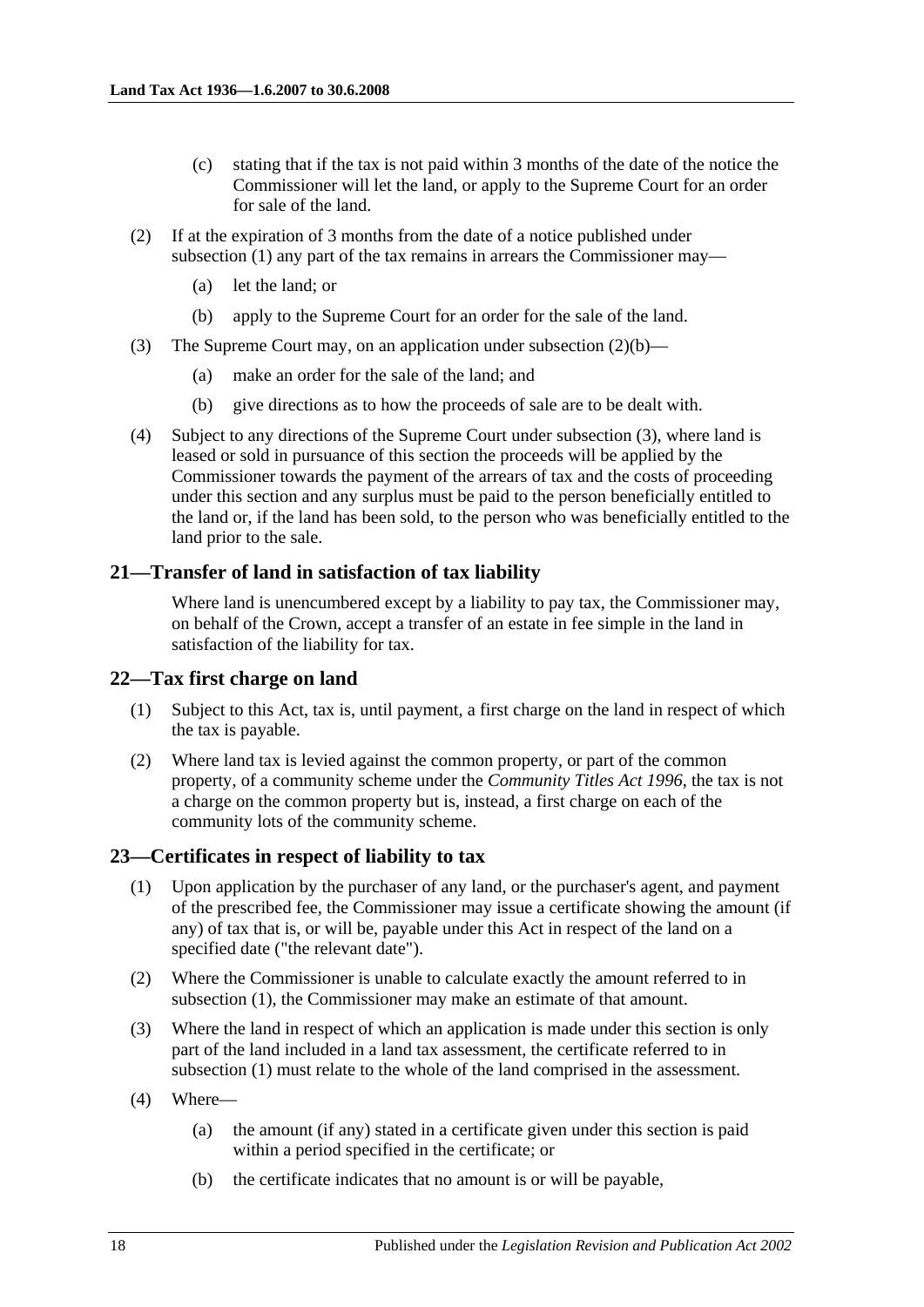(c) stating that if the tax is not paid within 3 months of the date of the notice the Commissioner will let the land, or apply to the Supreme Court for an order for sale of the land.

(2) If at the expiration of 3 months from the date of a notice published under subsection (1) any part of the tax remains in arrears the Commissioner may—

(a) let the land; or

(b) apply to the Supreme Court for an order for the sale of the land.

(3) The Supreme Court may, on an application under subsection (2)(b)—

(a) make an order for the sale of the land; and

(b) give directions as to how the proceeds of sale are to be dealt with.

(4) Subject to any directions of the Supreme Court under subsection (3), where land is leased or sold in pursuance of this section the proceeds will be applied by the Commissioner towards the payment of the arrears of tax and the costs of proceeding under this section and any surplus must be paid to the person beneficially entitled to the land or, if the land has been sold, to the person who was beneficially entitled to the land prior to the sale.

## 21—Transfer of land in satisfaction of tax liability

Where land is unencumbered except by a liability to pay tax, the Commissioner may, on behalf of the Crown, accept a transfer of an estate in fee simple in the land in satisfaction of the liability for tax.

## 22—Tax first charge on land

(1) Subject to this Act, tax is, until payment, a first charge on the land in respect of which the tax is payable.

(2) Where land tax is levied against the common property, or part of the common property, of a community scheme under the *Community Titles Act 1996*, the tax is not a charge on the common property but is, instead, a first charge on each of the community lots of the community scheme.

## 23—Certificates in respect of liability to tax

(1) Upon application by the purchaser of any land, or the purchaser's agent, and payment of the prescribed fee, the Commissioner may issue a certificate showing the amount (if any) of tax that is, or will be, payable under this Act in respect of the land on a specified date ("the relevant date").

(2) Where the Commissioner is unable to calculate exactly the amount referred to in subsection (1), the Commissioner may make an estimate of that amount.

(3) Where the land in respect of which an application is made under this section is only part of the land included in a land tax assessment, the certificate referred to in subsection (1) must relate to the whole of the land comprised in the assessment.

(4) Where—

(a) the amount (if any) stated in a certificate given under this section is paid within a period specified in the certificate; or

(b) the certificate indicates that no amount is or will be payable,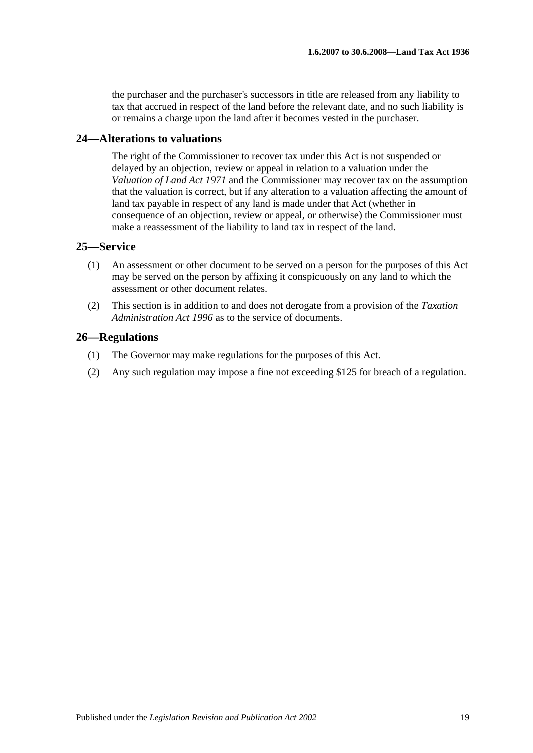the purchaser and the purchaser's successors in title are released from any liability to tax that accrued in respect of the land before the relevant date, and no such liability is or remains a charge upon the land after it becomes vested in the purchaser.

## 24—Alterations to valuations

The right of the Commissioner to recover tax under this Act is not suspended or delayed by an objection, review or appeal in relation to a valuation under the *Valuation of Land Act 1971* and the Commissioner may recover tax on the assumption that the valuation is correct, but if any alteration to a valuation affecting the amount of land tax payable in respect of any land is made under that Act (whether in consequence of an objection, review or appeal, or otherwise) the Commissioner must make a reassessment of the liability to land tax in respect of the land.

## 25—Service

(1) An assessment or other document to be served on a person for the purposes of this Act may be served on the person by affixing it conspicuously on any land to which the assessment or other document relates.

(2) This section is in addition to and does not derogate from a provision of the *Taxation Administration Act 1996* as to the service of documents.

## 26—Regulations

(1) The Governor may make regulations for the purposes of this Act.

(2) Any such regulation may impose a fine not exceeding $125 for breach of a regulation.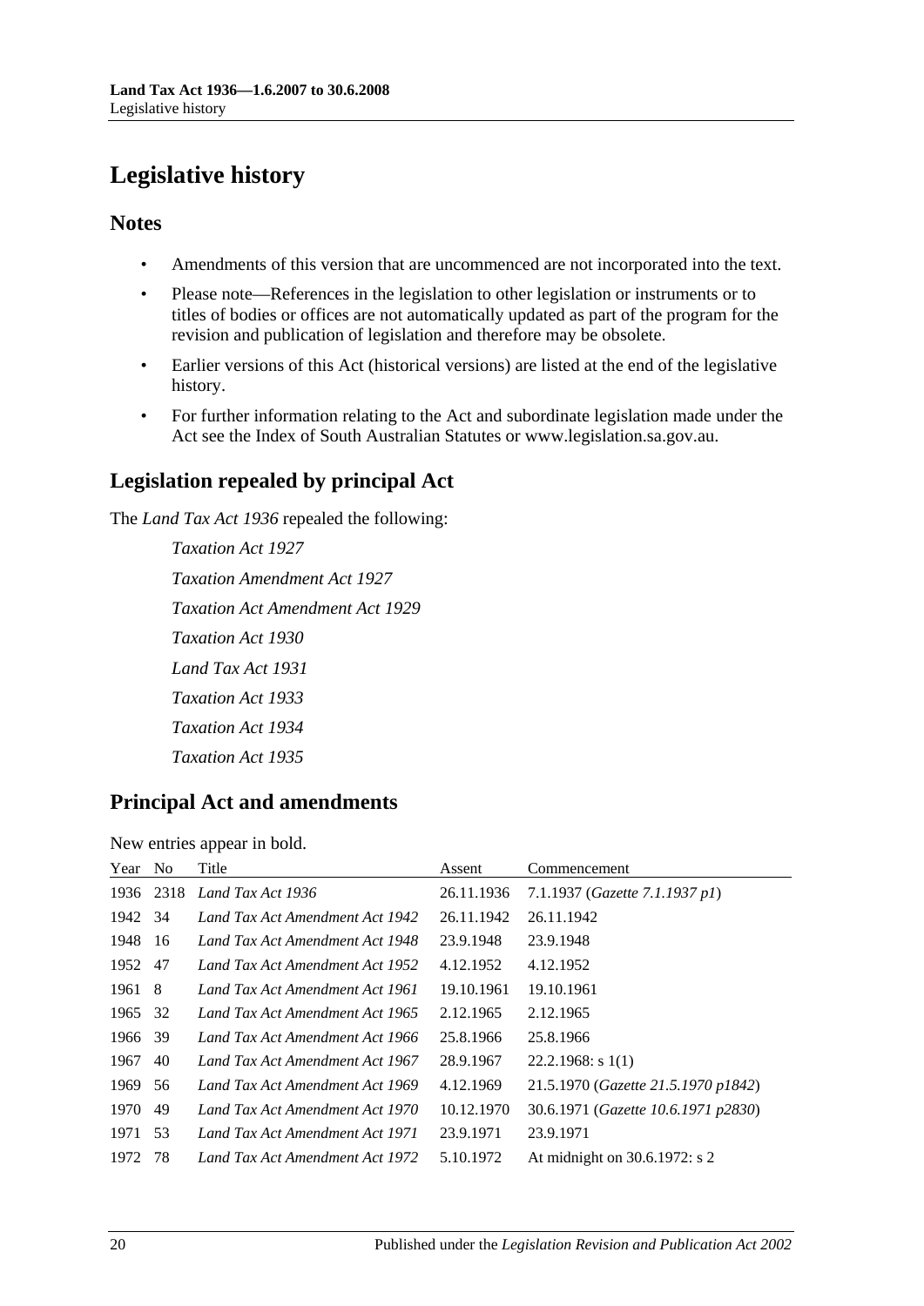# Legislative history

## Notes

- Amendments of this version that are uncommenced are not incorporated into the text.
- Please note—References in the legislation to other legislation or instruments or to titles of bodies or offices are not automatically updated as part of the program for the revision and publication of legislation and therefore may be obsolete.
- Earlier versions of this Act (historical versions) are listed at the end of the legislative history.
- For further information relating to the Act and subordinate legislation made under the Act see the Index of South Australian Statutes or www.legislation.sa.gov.au.

## Legislation repealed by principal Act

The *Land Tax Act 1936* repealed the following:

*Taxation Act 1927*

*Taxation Amendment Act 1927*

*Taxation Act Amendment Act 1929*

*Taxation Act 1930*

*Land Tax Act 1931*

*Taxation Act 1933*

*Taxation Act 1934*

*Taxation Act 1935*

## Principal Act and amendments

New entries appear in bold.

| Year | No | Title | Assent | Commencement |
|---|---|---|---|---|
| 1936 | 2318 | *Land Tax Act 1936* | 26.11.1936 | 7.1.1937 (*Gazette 7.1.1937 p1*) |
| 1942 | 34 | *Land Tax Act Amendment Act 1942* | 26.11.1942 | 26.11.1942 |
| 1948 | 16 | *Land Tax Act Amendment Act 1948* | 23.9.1948 | 23.9.1948 |
| 1952 | 47 | *Land Tax Act Amendment Act 1952* | 4.12.1952 | 4.12.1952 |
| 1961 | 8 | *Land Tax Act Amendment Act 1961* | 19.10.1961 | 19.10.1961 |
| 1965 | 32 | *Land Tax Act Amendment Act 1965* | 2.12.1965 | 2.12.1965 |
| 1966 | 39 | *Land Tax Act Amendment Act 1966* | 25.8.1966 | 25.8.1966 |
| 1967 | 40 | *Land Tax Act Amendment Act 1967* | 28.9.1967 | 22.2.1968: s 1(1) |
| 1969 | 56 | *Land Tax Act Amendment Act 1969* | 4.12.1969 | 21.5.1970 (*Gazette 21.5.1970 p1842*) |
| 1970 | 49 | *Land Tax Act Amendment Act 1970* | 10.12.1970 | 30.6.1971 (*Gazette 10.6.1971 p2830*) |
| 1971 | 53 | *Land Tax Act Amendment Act 1971* | 23.9.1971 | 23.9.1971 |
| 1972 | 78 | *Land Tax Act Amendment Act 1972* | 5.10.1972 | At midnight on 30.6.1972: s 2 |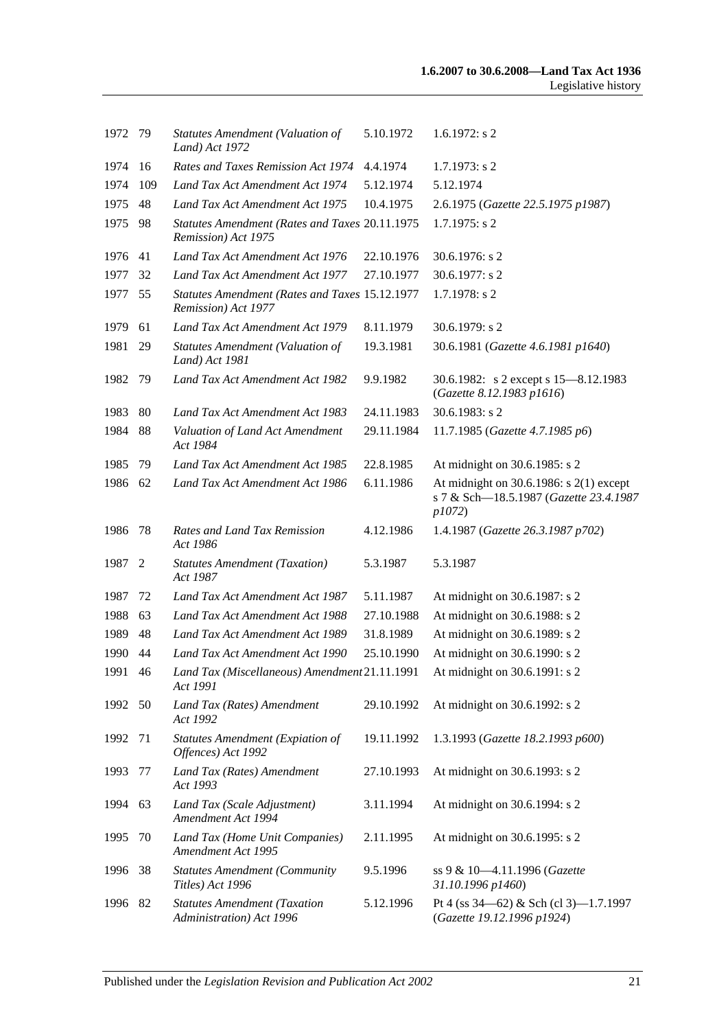| 1972 | 79 | *Statutes Amendment (Valuation of Land) Act 1972* | 5.10.1972 | 1.6.1972: s 2 |
|---|---|---|---|---|
| 1974 | 16 | *Rates and Taxes Remission Act 1974* | 4.4.1974 | 1.7.1973: s 2 |
| 1974 | 109 | *Land Tax Act Amendment Act 1974* | 5.12.1974 | 5.12.1974 |
| 1975 | 48 | *Land Tax Act Amendment Act 1975* | 10.4.1975 | 2.6.1975 (*Gazette 22.5.1975 p1987*) |
| 1975 | 98 | *Statutes Amendment (Rates and Taxes Remission) Act 1975* | 20.11.1975 | 1.7.1975: s 2 |
| 1976 | 41 | *Land Tax Act Amendment Act 1976* | 22.10.1976 | 30.6.1976: s 2 |
| 1977 | 32 | *Land Tax Act Amendment Act 1977* | 27.10.1977 | 30.6.1977: s 2 |
| 1977 | 55 | *Statutes Amendment (Rates and Taxes Remission) Act 1977* | 15.12.1977 | 1.7.1978: s 2 |
| 1979 | 61 | *Land Tax Act Amendment Act 1979* | 8.11.1979 | 30.6.1979: s 2 |
| 1981 | 29 | *Statutes Amendment (Valuation of Land) Act 1981* | 19.3.1981 | 30.6.1981 (*Gazette 4.6.1981 p1640*) |
| 1982 | 79 | *Land Tax Act Amendment Act 1982* | 9.9.1982 | 30.6.1982: s 2 except s 15—8.12.1983 (*Gazette 8.12.1983 p1616*) |
| 1983 | 80 | *Land Tax Act Amendment Act 1983* | 24.11.1983 | 30.6.1983: s 2 |
| 1984 | 88 | *Valuation of Land Act Amendment Act 1984* | 29.11.1984 | 11.7.1985 (*Gazette 4.7.1985 p6*) |
| 1985 | 79 | *Land Tax Act Amendment Act 1985* | 22.8.1985 | At midnight on 30.6.1985: s 2 |
| 1986 | 62 | *Land Tax Act Amendment Act 1986* | 6.11.1986 | At midnight on 30.6.1986: s 2(1) except s 7 & Sch—18.5.1987 (*Gazette 23.4.1987 p1072*) |
| 1986 | 78 | *Rates and Land Tax Remission Act 1986* | 4.12.1986 | 1.4.1987 (*Gazette 26.3.1987 p702*) |
| 1987 | 2 | *Statutes Amendment (Taxation) Act 1987* | 5.3.1987 | 5.3.1987 |
| 1987 | 72 | *Land Tax Act Amendment Act 1987* | 5.11.1987 | At midnight on 30.6.1987: s 2 |
| 1988 | 63 | *Land Tax Act Amendment Act 1988* | 27.10.1988 | At midnight on 30.6.1988: s 2 |
| 1989 | 48 | *Land Tax Act Amendment Act 1989* | 31.8.1989 | At midnight on 30.6.1989: s 2 |
| 1990 | 44 | *Land Tax Act Amendment Act 1990* | 25.10.1990 | At midnight on 30.6.1990: s 2 |
| 1991 | 46 | *Land Tax (Miscellaneous) Amendment Act 1991* | 21.11.1991 | At midnight on 30.6.1991: s 2 |
| 1992 | 50 | *Land Tax (Rates) Amendment Act 1992* | 29.10.1992 | At midnight on 30.6.1992: s 2 |
| 1992 | 71 | *Statutes Amendment (Expiation of Offences) Act 1992* | 19.11.1992 | 1.3.1993 (*Gazette 18.2.1993 p600*) |
| 1993 | 77 | *Land Tax (Rates) Amendment Act 1993* | 27.10.1993 | At midnight on 30.6.1993: s 2 |
| 1994 | 63 | *Land Tax (Scale Adjustment) Amendment Act 1994* | 3.11.1994 | At midnight on 30.6.1994: s 2 |
| 1995 | 70 | *Land Tax (Home Unit Companies) Amendment Act 1995* | 2.11.1995 | At midnight on 30.6.1995: s 2 |
| 1996 | 38 | *Statutes Amendment (Community Titles) Act 1996* | 9.5.1996 | ss 9 & 10—4.11.1996 (*Gazette 31.10.1996 p1460*) |
| 1996 | 82 | *Statutes Amendment (Taxation Administration) Act 1996* | 5.12.1996 | Pt 4 (ss 34—62) & Sch (cl 3)—1.7.1997 (*Gazette 19.12.1996 p1924*) |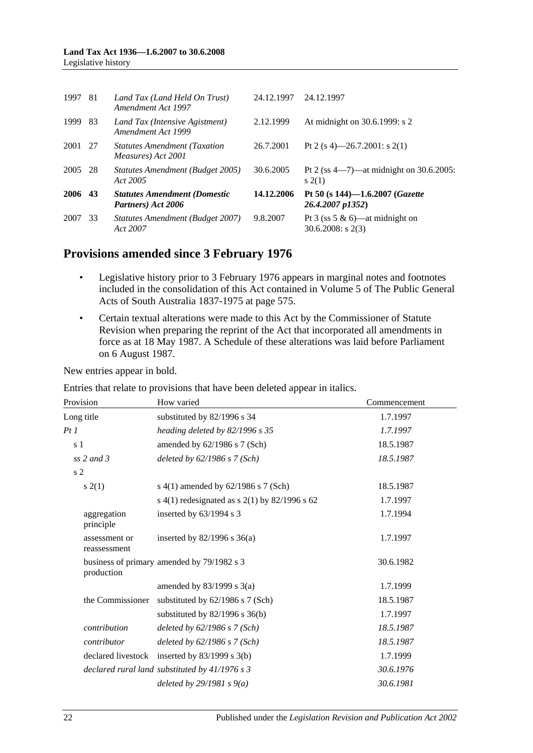| | | | | |
|---|---|---|---|---|
| 1997 | 81 | *Land Tax (Land Held On Trust) Amendment Act 1997* | 24.12.1997 | 24.12.1997 |
| 1999 | 83 | *Land Tax (Intensive Agistment) Amendment Act 1999* | 2.12.1999 | At midnight on 30.6.1999: s 2 |
| 2001 | 27 | *Statutes Amendment (Taxation Measures) Act 2001* | 26.7.2001 | Pt 2 (s 4)—26.7.2001: s 2(1) |
| 2005 | 28 | *Statutes Amendment (Budget 2005) Act 2005* | 30.6.2005 | Pt 2 (ss 4—7)—at midnight on 30.6.2005: s 2(1) |
| **2006** | **43** | ***Statutes Amendment (Domestic Partners) Act 2006*** | **14.12.2006** | **Pt 50 (s 144)—1.6.2007 (*Gazette 26.4.2007 p1352*)** |
| 2007 | 33 | *Statutes Amendment (Budget 2007) Act 2007* | 9.8.2007 | Pt 3 (ss 5 & 6)—at midnight on 30.6.2008: s 2(3) |

## Provisions amended since 3 February 1976

- Legislative history prior to 3 February 1976 appears in marginal notes and footnotes included in the consolidation of this Act contained in Volume 5 of The Public General Acts of South Australia 1837-1975 at page 575.
- Certain textual alterations were made to this Act by the Commissioner of Statute Revision when preparing the reprint of the Act that incorporated all amendments in force as at 18 May 1987. A Schedule of these alterations was laid before Parliament on 6 August 1987.

New entries appear in bold.

Entries that relate to provisions that have been deleted appear in italics.

| Provision | How varied | Commencement |
|---|---|---|
| Long title | substituted by 82/1996 s 34 | 1.7.1997 |
| *Pt 1* | *heading deleted by 82/1996 s 35* | *1.7.1997* |
| s 1 | amended by 62/1986 s 7 (Sch) | 18.5.1987 |
| *ss 2 and 3* | *deleted by 62/1986 s 7 (Sch)* | *18.5.1987* |
| s 2 | | |
| s 2(1) | s 4(1) amended by 62/1986 s 7 (Sch) | 18.5.1987 |
| | s 4(1) redesignated as s 2(1) by 82/1996 s 62 | 1.7.1997 |
| aggregation principle | inserted by 63/1994 s 3 | 1.7.1994 |
| assessment or reassessment | inserted by 82/1996 s 36(a) | 1.7.1997 |
| business of primary production | amended by 79/1982 s 3 | 30.6.1982 |
| | amended by 83/1999 s 3(a) | 1.7.1999 |
| the Commissioner | substituted by 62/1986 s 7 (Sch) | 18.5.1987 |
| | substituted by 82/1996 s 36(b) | 1.7.1997 |
| *contribution* | *deleted by 62/1986 s 7 (Sch)* | *18.5.1987* |
| *contributor* | *deleted by 62/1986 s 7 (Sch)* | *18.5.1987* |
| declared livestock | inserted by 83/1999 s 3(b) | 1.7.1999 |
| *declared rural land* | *substituted by 41/1976 s 3* | *30.6.1976* |
| | *deleted by 29/1981 s 9(a)* | *30.6.1981* |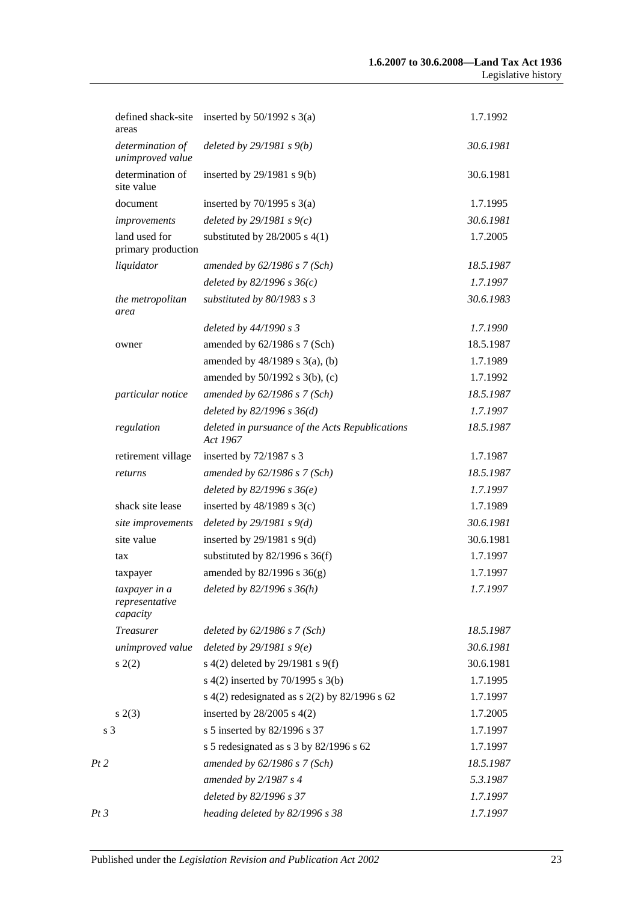| | | | |
|---|---|---|---|
| | defined shack-site areas | inserted by 50/1992 s 3(a) | 1.7.1992 |
| | *determination of unimproved value* | *deleted by 29/1981 s 9(b)* | *30.6.1981* |
| | determination of site value | inserted by 29/1981 s 9(b) | 30.6.1981 |
| | document | inserted by 70/1995 s 3(a) | 1.7.1995 |
| | *improvements* | *deleted by 29/1981 s 9(c)* | *30.6.1981* |
| | land used for primary production | substituted by 28/2005 s 4(1) | 1.7.2005 |
| | *liquidator* | *amended by 62/1986 s 7 (Sch)* | *18.5.1987* |
| | | *deleted by 82/1996 s 36(c)* | *1.7.1997* |
| | *the metropolitan area* | *substituted by 80/1983 s 3* | *30.6.1983* |
| | | *deleted by 44/1990 s 3* | *1.7.1990* |
| | owner | amended by 62/1986 s 7 (Sch) | 18.5.1987 |
| | | amended by 48/1989 s 3(a), (b) | 1.7.1989 |
| | | amended by 50/1992 s 3(b), (c) | 1.7.1992 |
| | *particular notice* | *amended by 62/1986 s 7 (Sch)* | *18.5.1987* |
| | | *deleted by 82/1996 s 36(d)* | *1.7.1997* |
| | *regulation* | *deleted in pursuance of the Acts Republications Act 1967* | *18.5.1987* |
| | retirement village | inserted by 72/1987 s 3 | 1.7.1987 |
| | *returns* | *amended by 62/1986 s 7 (Sch)* | *18.5.1987* |
| | | *deleted by 82/1996 s 36(e)* | *1.7.1997* |
| | shack site lease | inserted by 48/1989 s 3(c) | 1.7.1989 |
| | *site improvements* | *deleted by 29/1981 s 9(d)* | *30.6.1981* |
| | site value | inserted by 29/1981 s 9(d) | 30.6.1981 |
| | tax | substituted by 82/1996 s 36(f) | 1.7.1997 |
| | taxpayer | amended by 82/1996 s 36(g) | 1.7.1997 |
| | *taxpayer in a representative capacity* | *deleted by 82/1996 s 36(h)* | *1.7.1997* |
| | *Treasurer* | *deleted by 62/1986 s 7 (Sch)* | *18.5.1987* |
| | *unimproved value* | *deleted by 29/1981 s 9(e)* | *30.6.1981* |
| | s 2(2) | s 4(2) deleted by 29/1981 s 9(f) | 30.6.1981 |
| | | s 4(2) inserted by 70/1995 s 3(b) | 1.7.1995 |
| | | s 4(2) redesignated as s 2(2) by 82/1996 s 62 | 1.7.1997 |
| | s 2(3) | inserted by 28/2005 s 4(2) | 1.7.2005 |
| s 3 | | s 5 inserted by 82/1996 s 37 | 1.7.1997 |
| | | s 5 redesignated as s 3 by 82/1996 s 62 | 1.7.1997 |
| *Pt 2* | | *amended by 62/1986 s 7 (Sch)* | *18.5.1987* |
| | | *amended by 2/1987 s 4* | *5.3.1987* |
| | | *deleted by 82/1996 s 37* | *1.7.1997* |
| *Pt 3* | | *heading deleted by 82/1996 s 38* | *1.7.1997* |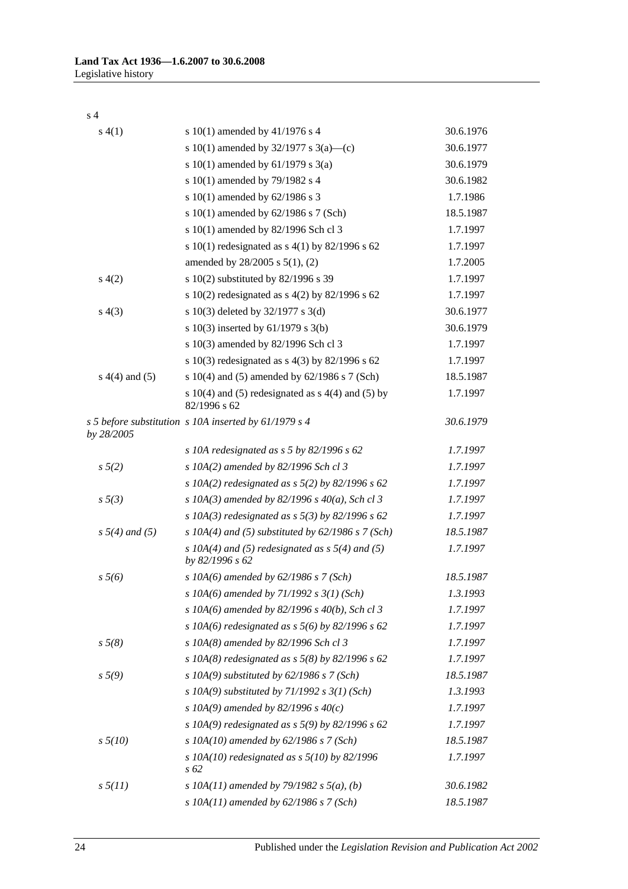s 4

| | | |
|---|---|---|
| s 4(1) | s 10(1) amended by 41/1976 s 4 | 30.6.1976 |
| | s 10(1) amended by 32/1977 s 3(a)—(c) | 30.6.1977 |
| | s 10(1) amended by 61/1979 s 3(a) | 30.6.1979 |
| | s 10(1) amended by 79/1982 s 4 | 30.6.1982 |
| | s 10(1) amended by 62/1986 s 3 | 1.7.1986 |
| | s 10(1) amended by 62/1986 s 7 (Sch) | 18.5.1987 |
| | s 10(1) amended by 82/1996 Sch cl 3 | 1.7.1997 |
| | s 10(1) redesignated as s 4(1) by 82/1996 s 62 | 1.7.1997 |
| | amended by 28/2005 s 5(1), (2) | 1.7.2005 |
| s 4(2) | s 10(2) substituted by 82/1996 s 39 | 1.7.1997 |
| | s 10(2) redesignated as s 4(2) by 82/1996 s 62 | 1.7.1997 |
| s 4(3) | s 10(3) deleted by 32/1977 s 3(d) | 30.6.1977 |
| | s 10(3) inserted by 61/1979 s 3(b) | 30.6.1979 |
| | s 10(3) amended by 82/1996 Sch cl 3 | 1.7.1997 |
| | s 10(3) redesignated as s 4(3) by 82/1996 s 62 | 1.7.1997 |
| s 4(4) and (5) | s 10(4) and (5) amended by 62/1986 s 7 (Sch) | 18.5.1987 |
| | s 10(4) and (5) redesignated as s 4(4) and (5) by 82/1996 s 62 | 1.7.1997 |
| *s 5 before substitution by 28/2005* | *s 10A inserted by 61/1979 s 4* | *30.6.1979* |
| | *s 10A redesignated as s 5 by 82/1996 s 62* | *1.7.1997* |
| *s 5(2)* | *s 10A(2) amended by 82/1996 Sch cl 3* | *1.7.1997* |
| | *s 10A(2) redesignated as s 5(2) by 82/1996 s 62* | *1.7.1997* |
| *s 5(3)* | *s 10A(3) amended by 82/1996 s 40(a), Sch cl 3* | *1.7.1997* |
| | *s 10A(3) redesignated as s 5(3) by 82/1996 s 62* | *1.7.1997* |
| *s 5(4) and (5)* | *s 10A(4) and (5) substituted by 62/1986 s 7 (Sch)* | *18.5.1987* |
| | *s 10A(4) and (5) redesignated as s 5(4) and (5) by 82/1996 s 62* | *1.7.1997* |
| *s 5(6)* | *s 10A(6) amended by 62/1986 s 7 (Sch)* | *18.5.1987* |
| | *s 10A(6) amended by 71/1992 s 3(1) (Sch)* | *1.3.1993* |
| | *s 10A(6) amended by 82/1996 s 40(b), Sch cl 3* | *1.7.1997* |
| | *s 10A(6) redesignated as s 5(6) by 82/1996 s 62* | *1.7.1997* |
| *s 5(8)* | *s 10A(8) amended by 82/1996 Sch cl 3* | *1.7.1997* |
| | *s 10A(8) redesignated as s 5(8) by 82/1996 s 62* | *1.7.1997* |
| *s 5(9)* | *s 10A(9) substituted by 62/1986 s 7 (Sch)* | *18.5.1987* |
| | *s 10A(9) substituted by 71/1992 s 3(1) (Sch)* | *1.3.1993* |
| | *s 10A(9) amended by 82/1996 s 40(c)* | *1.7.1997* |
| | *s 10A(9) redesignated as s 5(9) by 82/1996 s 62* | *1.7.1997* |
| *s 5(10)* | *s 10A(10) amended by 62/1986 s 7 (Sch)* | *18.5.1987* |
| | *s 10A(10) redesignated as s 5(10) by 82/1996 s 62* | *1.7.1997* |
| *s 5(11)* | *s 10A(11) amended by 79/1982 s 5(a), (b)* | *30.6.1982* |
| | *s 10A(11) amended by 62/1986 s 7 (Sch)* | *18.5.1987* |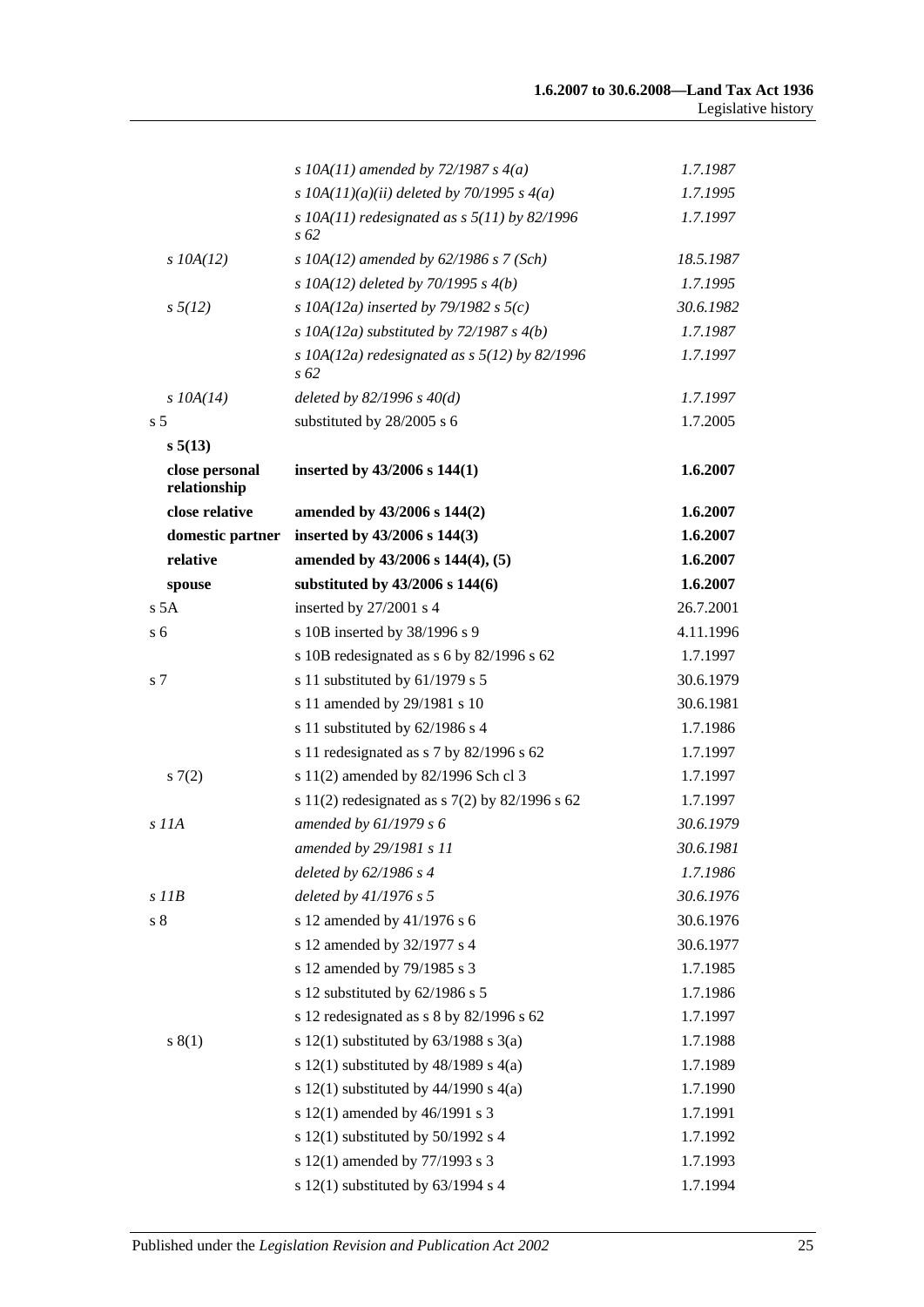| | | |
|---|---|---|
| | *s 10A(11) amended by 72/1987 s 4(a)* | *1.7.1987* |
| | *s 10A(11)(a)(ii) deleted by 70/1995 s 4(a)* | *1.7.1995* |
| | *s 10A(11) redesignated as s 5(11) by 82/1996 s 62* | *1.7.1997* |
| *s 10A(12)* | *s 10A(12) amended by 62/1986 s 7 (Sch)* | *18.5.1987* |
| | *s 10A(12) deleted by 70/1995 s 4(b)* | *1.7.1995* |
| *s 5(12)* | *s 10A(12a) inserted by 79/1982 s 5(c)* | *30.6.1982* |
| | *s 10A(12a) substituted by 72/1987 s 4(b)* | *1.7.1987* |
| | *s 10A(12a) redesignated as s 5(12) by 82/1996 s 62* | *1.7.1997* |
| *s 10A(14)* | *deleted by 82/1996 s 40(d)* | *1.7.1997* |
| s 5 | substituted by 28/2005 s 6 | 1.7.2005 |
| **s 5(13)** | | |
| **close personal relationship** | **inserted by 43/2006 s 144(1)** | **1.6.2007** |
| **close relative** | **amended by 43/2006 s 144(2)** | **1.6.2007** |
| **domestic partner** | **inserted by 43/2006 s 144(3)** | **1.6.2007** |
| **relative** | **amended by 43/2006 s 144(4), (5)** | **1.6.2007** |
| **spouse** | **substituted by 43/2006 s 144(6)** | **1.6.2007** |
| s 5A | inserted by 27/2001 s 4 | 26.7.2001 |
| s 6 | s 10B inserted by 38/1996 s 9 | 4.11.1996 |
| | s 10B redesignated as s 6 by 82/1996 s 62 | 1.7.1997 |
| s 7 | s 11 substituted by 61/1979 s 5 | 30.6.1979 |
| | s 11 amended by 29/1981 s 10 | 30.6.1981 |
| | s 11 substituted by 62/1986 s 4 | 1.7.1986 |
| | s 11 redesignated as s 7 by 82/1996 s 62 | 1.7.1997 |
| s 7(2) | s 11(2) amended by 82/1996 Sch cl 3 | 1.7.1997 |
| | s 11(2) redesignated as s 7(2) by 82/1996 s 62 | 1.7.1997 |
| *s 11A* | *amended by 61/1979 s 6* | *30.6.1979* |
| | *amended by 29/1981 s 11* | *30.6.1981* |
| | *deleted by 62/1986 s 4* | *1.7.1986* |
| *s 11B* | *deleted by 41/1976 s 5* | *30.6.1976* |
| s 8 | s 12 amended by 41/1976 s 6 | 30.6.1976 |
| | s 12 amended by 32/1977 s 4 | 30.6.1977 |
| | s 12 amended by 79/1985 s 3 | 1.7.1985 |
| | s 12 substituted by 62/1986 s 5 | 1.7.1986 |
| | s 12 redesignated as s 8 by 82/1996 s 62 | 1.7.1997 |
| s 8(1) | s 12(1) substituted by 63/1988 s 3(a) | 1.7.1988 |
| | s 12(1) substituted by 48/1989 s 4(a) | 1.7.1989 |
| | s 12(1) substituted by 44/1990 s 4(a) | 1.7.1990 |
| | s 12(1) amended by 46/1991 s 3 | 1.7.1991 |
| | s 12(1) substituted by 50/1992 s 4 | 1.7.1992 |
| | s 12(1) amended by 77/1993 s 3 | 1.7.1993 |
| | s 12(1) substituted by 63/1994 s 4 | 1.7.1994 |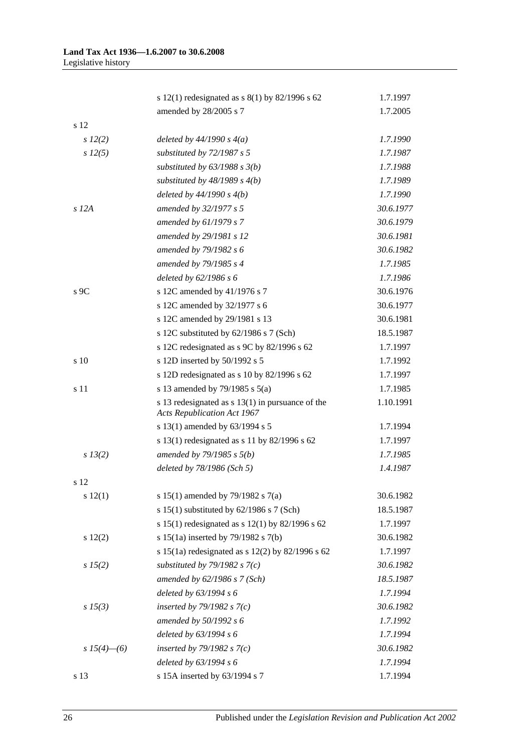| | | |
|---|---|---|
| | s 12(1) redesignated as s 8(1) by 82/1996 s 62 | 1.7.1997 |
| | amended by 28/2005 s 7 | 1.7.2005 |
| s 12 | | |
| *s 12(2)* | *deleted by 44/1990 s 4(a)* | *1.7.1990* |
| *s 12(5)* | *substituted by 72/1987 s 5* | *1.7.1987* |
| | *substituted by 63/1988 s 3(b)* | *1.7.1988* |
| | *substituted by 48/1989 s 4(b)* | *1.7.1989* |
| | *deleted by 44/1990 s 4(b)* | *1.7.1990* |
| *s 12A* | *amended by 32/1977 s 5* | *30.6.1977* |
| | *amended by 61/1979 s 7* | *30.6.1979* |
| | *amended by 29/1981 s 12* | *30.6.1981* |
| | *amended by 79/1982 s 6* | *30.6.1982* |
| | *amended by 79/1985 s 4* | *1.7.1985* |
| | *deleted by 62/1986 s 6* | *1.7.1986* |
| s 9C | s 12C amended by 41/1976 s 7 | 30.6.1976 |
| | s 12C amended by 32/1977 s 6 | 30.6.1977 |
| | s 12C amended by 29/1981 s 13 | 30.6.1981 |
| | s 12C substituted by 62/1986 s 7 (Sch) | 18.5.1987 |
| | s 12C redesignated as s 9C by 82/1996 s 62 | 1.7.1997 |
| s 10 | s 12D inserted by 50/1992 s 5 | 1.7.1992 |
| | s 12D redesignated as s 10 by 82/1996 s 62 | 1.7.1997 |
| s 11 | s 13 amended by 79/1985 s 5(a) | 1.7.1985 |
| | s 13 redesignated as s 13(1) in pursuance of the *Acts Republication Act 1967* | 1.10.1991 |
| | s 13(1) amended by 63/1994 s 5 | 1.7.1994 |
| | s 13(1) redesignated as s 11 by 82/1996 s 62 | 1.7.1997 |
| *s 13(2)* | *amended by 79/1985 s 5(b)* | *1.7.1985* |
| | *deleted by 78/1986 (Sch 5)* | *1.4.1987* |
| s 12 | | |
| s 12(1) | s 15(1) amended by 79/1982 s 7(a) | 30.6.1982 |
| | s 15(1) substituted by 62/1986 s 7 (Sch) | 18.5.1987 |
| | s 15(1) redesignated as s 12(1) by 82/1996 s 62 | 1.7.1997 |
| s 12(2) | s 15(1a) inserted by 79/1982 s 7(b) | 30.6.1982 |
| | s 15(1a) redesignated as s 12(2) by 82/1996 s 62 | 1.7.1997 |
| *s 15(2)* | *substituted by 79/1982 s 7(c)* | *30.6.1982* |
| | *amended by 62/1986 s 7 (Sch)* | *18.5.1987* |
| | *deleted by 63/1994 s 6* | *1.7.1994* |
| *s 15(3)* | *inserted by 79/1982 s 7(c)* | *30.6.1982* |
| | *amended by 50/1992 s 6* | *1.7.1992* |
| | *deleted by 63/1994 s 6* | *1.7.1994* |
| *s 15(4)—(6)* | *inserted by 79/1982 s 7(c)* | *30.6.1982* |
| | *deleted by 63/1994 s 6* | *1.7.1994* |
| s 13 | s 15A inserted by 63/1994 s 7 | 1.7.1994 |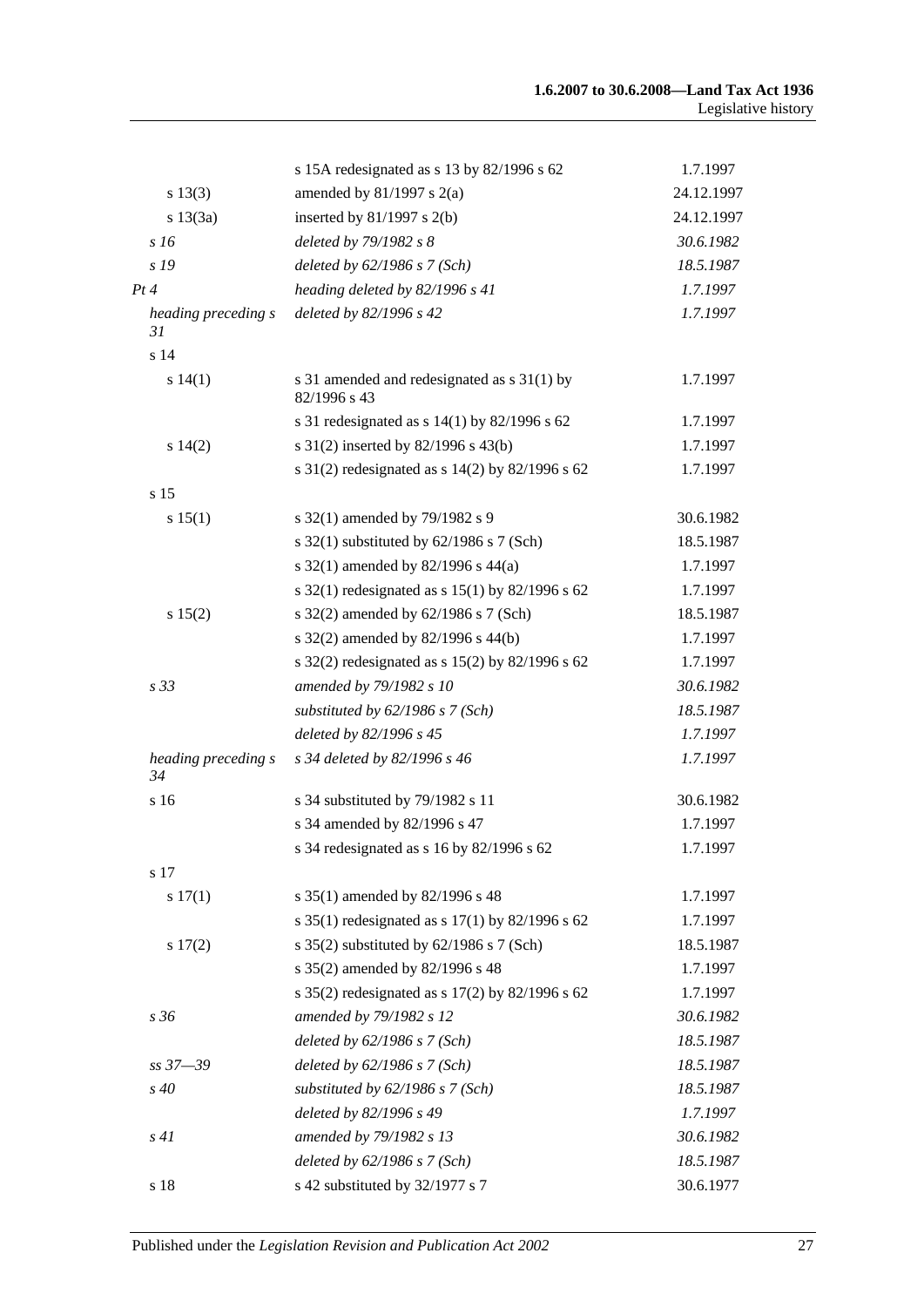| | | |
|---|---|---|
| | s 15A redesignated as s 13 by 82/1996 s 62 | 1.7.1997 |
| s 13(3) | amended by 81/1997 s 2(a) | 24.12.1997 |
| s 13(3a) | inserted by 81/1997 s 2(b) | 24.12.1997 |
| *s 16* | *deleted by 79/1982 s 8* | *30.6.1982* |
| *s 19* | *deleted by 62/1986 s 7 (Sch)* | *18.5.1987* |
| *Pt 4* | *heading deleted by 82/1996 s 41* | *1.7.1997* |
| *heading preceding s 31* | *deleted by 82/1996 s 42* | *1.7.1997* |
| s 14 | | |
| s 14(1) | s 31 amended and redesignated as s 31(1) by 82/1996 s 43 | 1.7.1997 |
| | s 31 redesignated as s 14(1) by 82/1996 s 62 | 1.7.1997 |
| s 14(2) | s 31(2) inserted by 82/1996 s 43(b) | 1.7.1997 |
| | s 31(2) redesignated as s 14(2) by 82/1996 s 62 | 1.7.1997 |
| s 15 | | |
| s 15(1) | s 32(1) amended by 79/1982 s 9 | 30.6.1982 |
| | s 32(1) substituted by 62/1986 s 7 (Sch) | 18.5.1987 |
| | s 32(1) amended by 82/1996 s 44(a) | 1.7.1997 |
| | s 32(1) redesignated as s 15(1) by 82/1996 s 62 | 1.7.1997 |
| s 15(2) | s 32(2) amended by 62/1986 s 7 (Sch) | 18.5.1987 |
| | s 32(2) amended by 82/1996 s 44(b) | 1.7.1997 |
| | s 32(2) redesignated as s 15(2) by 82/1996 s 62 | 1.7.1997 |
| *s 33* | *amended by 79/1982 s 10* | *30.6.1982* |
| | *substituted by 62/1986 s 7 (Sch)* | *18.5.1987* |
| | *deleted by 82/1996 s 45* | *1.7.1997* |
| *heading preceding s 34* | *s 34 deleted by 82/1996 s 46* | *1.7.1997* |
| s 16 | s 34 substituted by 79/1982 s 11 | 30.6.1982 |
| | s 34 amended by 82/1996 s 47 | 1.7.1997 |
| | s 34 redesignated as s 16 by 82/1996 s 62 | 1.7.1997 |
| s 17 | | |
| s 17(1) | s 35(1) amended by 82/1996 s 48 | 1.7.1997 |
| | s 35(1) redesignated as s 17(1) by 82/1996 s 62 | 1.7.1997 |
| s 17(2) | s 35(2) substituted by 62/1986 s 7 (Sch) | 18.5.1987 |
| | s 35(2) amended by 82/1996 s 48 | 1.7.1997 |
| | s 35(2) redesignated as s 17(2) by 82/1996 s 62 | 1.7.1997 |
| *s 36* | *amended by 79/1982 s 12* | *30.6.1982* |
| | *deleted by 62/1986 s 7 (Sch)* | *18.5.1987* |
| *ss 37—39* | *deleted by 62/1986 s 7 (Sch)* | *18.5.1987* |
| *s 40* | *substituted by 62/1986 s 7 (Sch)* | *18.5.1987* |
| | *deleted by 82/1996 s 49* | *1.7.1997* |
| *s 41* | *amended by 79/1982 s 13* | *30.6.1982* |
| | *deleted by 62/1986 s 7 (Sch)* | *18.5.1987* |
| s 18 | s 42 substituted by 32/1977 s 7 | 30.6.1977 |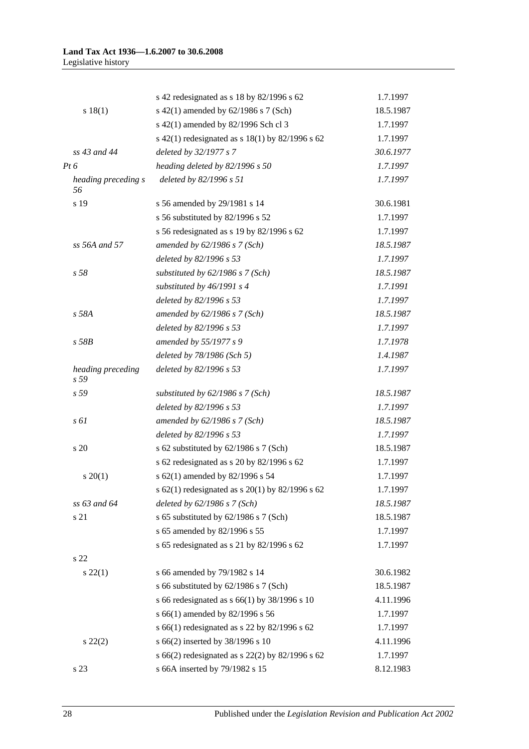| | | |
|---|---|---|
| | s 42 redesignated as s 18 by 82/1996 s 62 | 1.7.1997 |
| s 18(1) | s 42(1) amended by 62/1986 s 7 (Sch) | 18.5.1987 |
| | s 42(1) amended by 82/1996 Sch cl 3 | 1.7.1997 |
| | s 42(1) redesignated as s 18(1) by 82/1996 s 62 | 1.7.1997 |
| *ss 43 and 44* | *deleted by 32/1977 s 7* | *30.6.1977* |
| *Pt 6* | *heading deleted by 82/1996 s 50* | *1.7.1997* |
| *heading preceding s 56* | *deleted by 82/1996 s 51* | *1.7.1997* |
| s 19 | s 56 amended by 29/1981 s 14 | 30.6.1981 |
| | s 56 substituted by 82/1996 s 52 | 1.7.1997 |
| | s 56 redesignated as s 19 by 82/1996 s 62 | 1.7.1997 |
| *ss 56A and 57* | *amended by 62/1986 s 7 (Sch)* | *18.5.1987* |
| | *deleted by 82/1996 s 53* | *1.7.1997* |
| *s 58* | *substituted by 62/1986 s 7 (Sch)* | *18.5.1987* |
| | *substituted by 46/1991 s 4* | *1.7.1991* |
| | *deleted by 82/1996 s 53* | *1.7.1997* |
| *s 58A* | *amended by 62/1986 s 7 (Sch)* | *18.5.1987* |
| | *deleted by 82/1996 s 53* | *1.7.1997* |
| *s 58B* | *amended by 55/1977 s 9* | *1.7.1978* |
| | *deleted by 78/1986 (Sch 5)* | *1.4.1987* |
| *heading preceding s 59* | *deleted by 82/1996 s 53* | *1.7.1997* |
| *s 59* | *substituted by 62/1986 s 7 (Sch)* | *18.5.1987* |
| | *deleted by 82/1996 s 53* | *1.7.1997* |
| *s 61* | *amended by 62/1986 s 7 (Sch)* | *18.5.1987* |
| | *deleted by 82/1996 s 53* | *1.7.1997* |
| s 20 | s 62 substituted by 62/1986 s 7 (Sch) | 18.5.1987 |
| | s 62 redesignated as s 20 by 82/1996 s 62 | 1.7.1997 |
| s 20(1) | s 62(1) amended by 82/1996 s 54 | 1.7.1997 |
| | s 62(1) redesignated as s 20(1) by 82/1996 s 62 | 1.7.1997 |
| *ss 63 and 64* | *deleted by 62/1986 s 7 (Sch)* | *18.5.1987* |
| s 21 | s 65 substituted by 62/1986 s 7 (Sch) | 18.5.1987 |
| | s 65 amended by 82/1996 s 55 | 1.7.1997 |
| | s 65 redesignated as s 21 by 82/1996 s 62 | 1.7.1997 |
| s 22 | | |
| s 22(1) | s 66 amended by 79/1982 s 14 | 30.6.1982 |
| | s 66 substituted by 62/1986 s 7 (Sch) | 18.5.1987 |
| | s 66 redesignated as s 66(1) by 38/1996 s 10 | 4.11.1996 |
| | s 66(1) amended by 82/1996 s 56 | 1.7.1997 |
| | s 66(1) redesignated as s 22 by 82/1996 s 62 | 1.7.1997 |
| s 22(2) | s 66(2) inserted by 38/1996 s 10 | 4.11.1996 |
| | s 66(2) redesignated as s 22(2) by 82/1996 s 62 | 1.7.1997 |
| s 23 | s 66A inserted by 79/1982 s 15 | 8.12.1983 |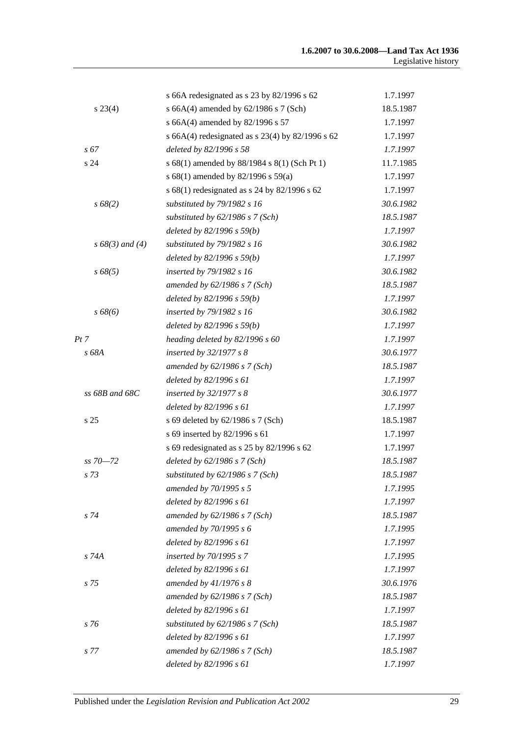| | | |
|---|---|---|
| | s 66A redesignated as s 23 by 82/1996 s 62 | 1.7.1997 |
| s 23(4) | s 66A(4) amended by 62/1986 s 7 (Sch) | 18.5.1987 |
| | s 66A(4) amended by 82/1996 s 57 | 1.7.1997 |
| | s 66A(4) redesignated as s 23(4) by 82/1996 s 62 | 1.7.1997 |
| *s 67* | *deleted by 82/1996 s 58* | *1.7.1997* |
| s 24 | s 68(1) amended by 88/1984 s 8(1) (Sch Pt 1) | 11.7.1985 |
| | s 68(1) amended by 82/1996 s 59(a) | 1.7.1997 |
| | s 68(1) redesignated as s 24 by 82/1996 s 62 | 1.7.1997 |
| *s 68(2)* | *substituted by 79/1982 s 16* | *30.6.1982* |
| | *substituted by 62/1986 s 7 (Sch)* | *18.5.1987* |
| | *deleted by 82/1996 s 59(b)* | *1.7.1997* |
| *s 68(3) and (4)* | *substituted by 79/1982 s 16* | *30.6.1982* |
| | *deleted by 82/1996 s 59(b)* | *1.7.1997* |
| *s 68(5)* | *inserted by 79/1982 s 16* | *30.6.1982* |
| | *amended by 62/1986 s 7 (Sch)* | *18.5.1987* |
| | *deleted by 82/1996 s 59(b)* | *1.7.1997* |
| *s 68(6)* | *inserted by 79/1982 s 16* | *30.6.1982* |
| | *deleted by 82/1996 s 59(b)* | *1.7.1997* |
| *Pt 7* | *heading deleted by 82/1996 s 60* | *1.7.1997* |
| *s 68A* | *inserted by 32/1977 s 8* | *30.6.1977* |
| | *amended by 62/1986 s 7 (Sch)* | *18.5.1987* |
| | *deleted by 82/1996 s 61* | *1.7.1997* |
| *ss 68B and 68C* | *inserted by 32/1977 s 8* | *30.6.1977* |
| | *deleted by 82/1996 s 61* | *1.7.1997* |
| s 25 | s 69 deleted by 62/1986 s 7 (Sch) | 18.5.1987 |
| | s 69 inserted by 82/1996 s 61 | 1.7.1997 |
| | s 69 redesignated as s 25 by 82/1996 s 62 | 1.7.1997 |
| *ss 70—72* | *deleted by 62/1986 s 7 (Sch)* | *18.5.1987* |
| *s 73* | *substituted by 62/1986 s 7 (Sch)* | *18.5.1987* |
| | *amended by 70/1995 s 5* | *1.7.1995* |
| | *deleted by 82/1996 s 61* | *1.7.1997* |
| *s 74* | *amended by 62/1986 s 7 (Sch)* | *18.5.1987* |
| | *amended by 70/1995 s 6* | *1.7.1995* |
| | *deleted by 82/1996 s 61* | *1.7.1997* |
| *s 74A* | *inserted by 70/1995 s 7* | *1.7.1995* |
| | *deleted by 82/1996 s 61* | *1.7.1997* |
| *s 75* | *amended by 41/1976 s 8* | *30.6.1976* |
| | *amended by 62/1986 s 7 (Sch)* | *18.5.1987* |
| | *deleted by 82/1996 s 61* | *1.7.1997* |
| *s 76* | *substituted by 62/1986 s 7 (Sch)* | *18.5.1987* |
| | *deleted by 82/1996 s 61* | *1.7.1997* |
| *s 77* | *amended by 62/1986 s 7 (Sch)* | *18.5.1987* |
| | *deleted by 82/1996 s 61* | *1.7.1997* |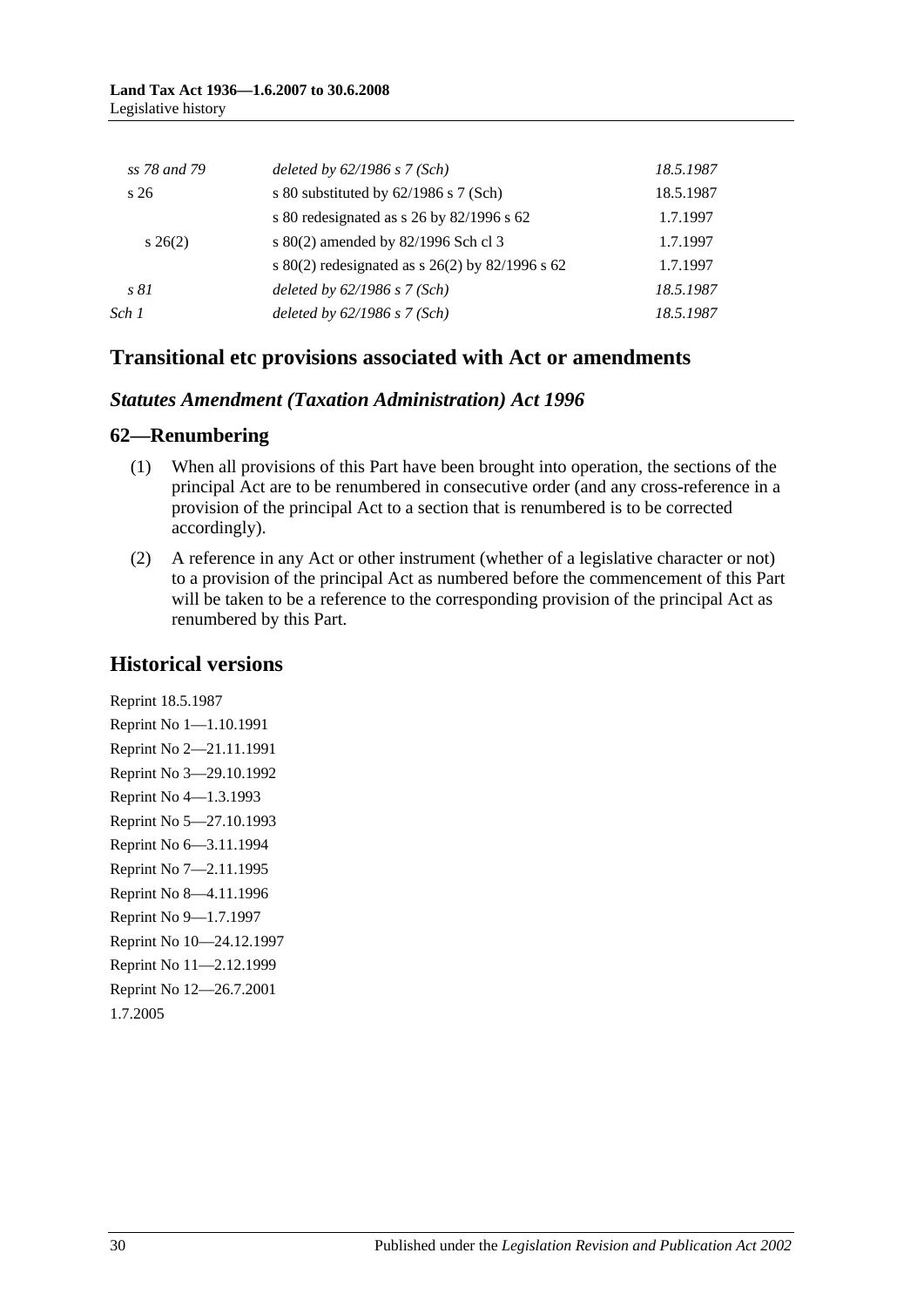| | | |
|---|---|---|
| *ss 78 and 79* | *deleted by 62/1986 s 7 (Sch)* | *18.5.1987* |
| s 26 | s 80 substituted by 62/1986 s 7 (Sch) | 18.5.1987 |
| | s 80 redesignated as s 26 by 82/1996 s 62 | 1.7.1997 |
| s 26(2) | s 80(2) amended by 82/1996 Sch cl 3 | 1.7.1997 |
| | s 80(2) redesignated as s 26(2) by 82/1996 s 62 | 1.7.1997 |
| *s 81* | *deleted by 62/1986 s 7 (Sch)* | *18.5.1987* |
| *Sch 1* | *deleted by 62/1986 s 7 (Sch)* | *18.5.1987* |

## Transitional etc provisions associated with Act or amendments

### *Statutes Amendment (Taxation Administration) Act 1996*

### 62—Renumbering

(1) When all provisions of this Part have been brought into operation, the sections of the principal Act are to be renumbered in consecutive order (and any cross-reference in a provision of the principal Act to a section that is renumbered is to be corrected accordingly).

(2) A reference in any Act or other instrument (whether of a legislative character or not) to a provision of the principal Act as numbered before the commencement of this Part will be taken to be a reference to the corresponding provision of the principal Act as renumbered by this Part.

## Historical versions

Reprint 18.5.1987

Reprint No 1—1.10.1991

Reprint No 2—21.11.1991

Reprint No 3—29.10.1992

Reprint No 4—1.3.1993

Reprint No 5—27.10.1993

Reprint No 6—3.11.1994

Reprint No 7—2.11.1995

Reprint No 8—4.11.1996

Reprint No 9—1.7.1997

Reprint No 10—24.12.1997

Reprint No 11—2.12.1999

Reprint No 12—26.7.2001

1.7.2005